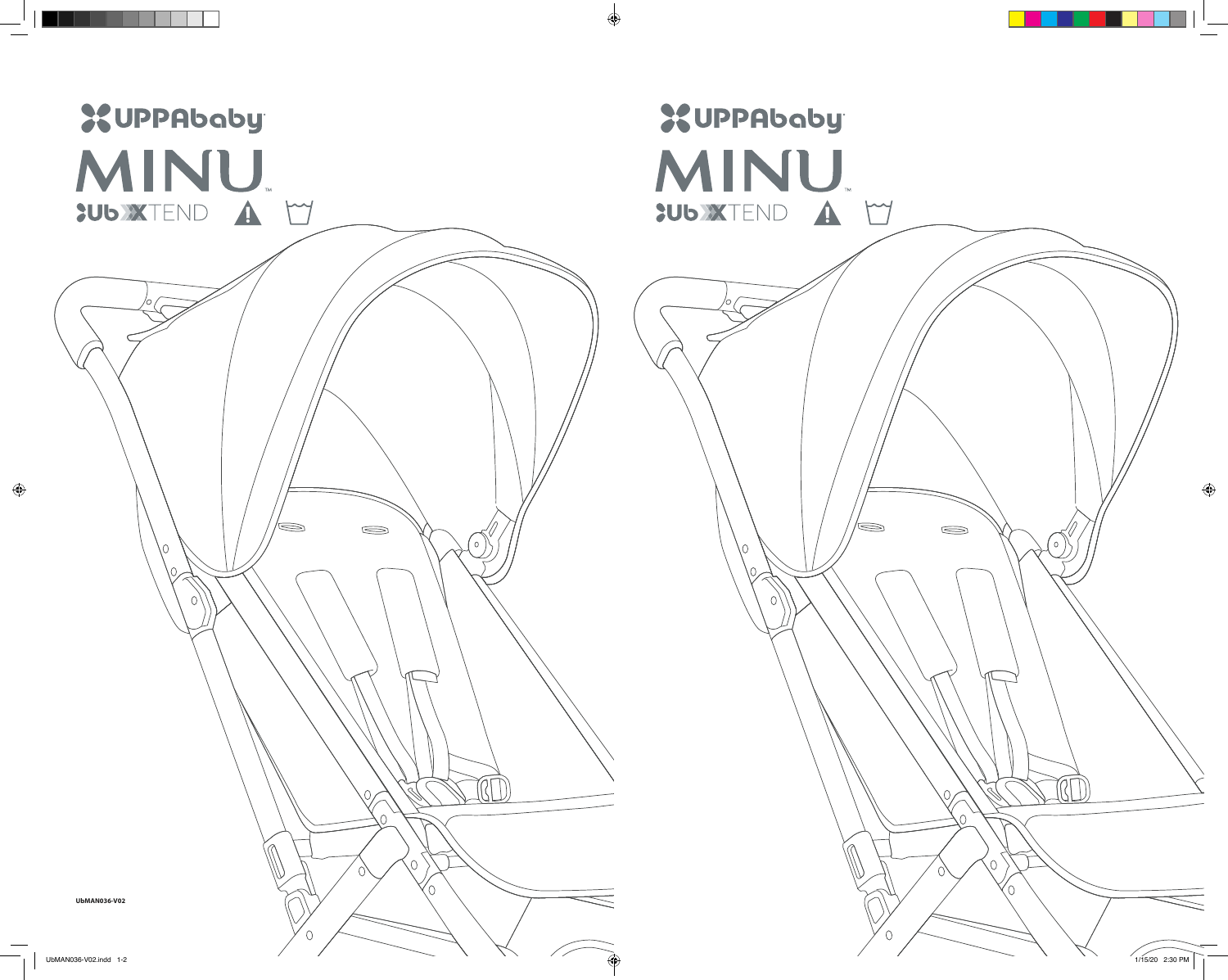# UPPAbaby

# MINU™

Ub XTEND

UbMAN036-V02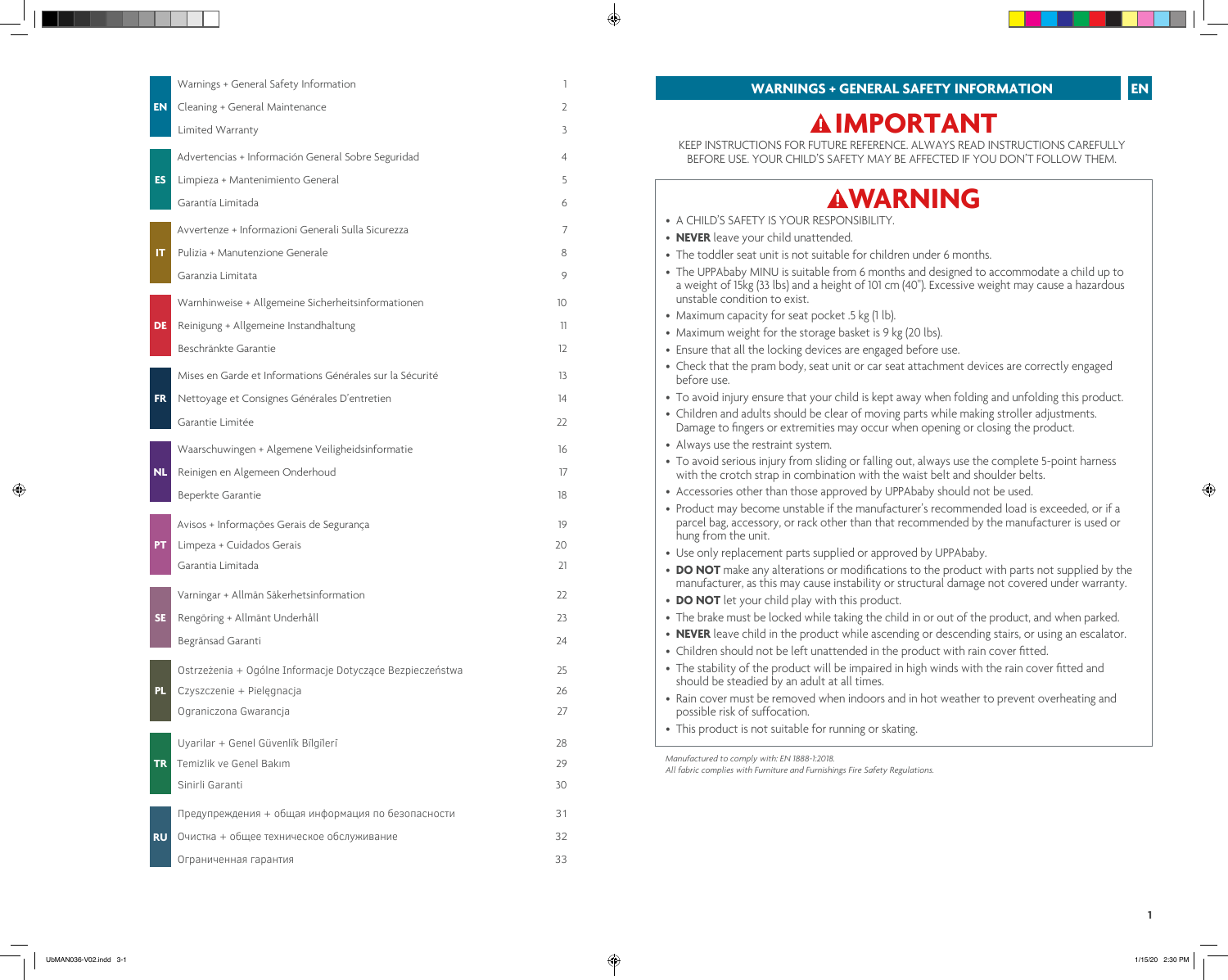| | | |
|---|---|---|
| EN | Warnings + General Safety Information | 1 |
| | Cleaning + General Maintenance | 2 |
| | Limited Warranty | 3 |
| ES | Advertencias + Información General Sobre Seguridad | 4 |
| | Limpieza + Mantenimiento General | 5 |
| | Garantía Limitada | 6 |
| IT | Avvertenze + Informazioni Generali Sulla Sicurezza | 7 |
| | Pulizia + Manutenzione Generale | 8 |
| | Garanzia Limitata | 9 |
| DE | Warnhinweise + Allgemeine Sicherheitsinformationen | 10 |
| | Reinigung + Allgemeine Instandhaltung | 11 |
| | Beschränkte Garantie | 12 |
| FR | Mises en Garde et Informations Générales sur la Sécurité | 13 |
| | Nettoyage et Consignes Générales D'entretien | 14 |
| | Garantie Limitée | 22 |
| NL | Waarschuwingen + Algemene Veiligheidsinformatie | 16 |
| | Reinigen en Algemeen Onderhoud | 17 |
| | Beperkte Garantie | 18 |
| PT | Avisos + Informações Gerais de Segurança | 19 |
| | Limpeza + Cuidados Gerais | 20 |
| | Garantia Limitada | 21 |
| SE | Varningar + Allmän Säkerhetsinformation | 22 |
| | Rengöring + Allmänt Underhåll | 23 |
| | Begränsad Garanti | 24 |
| PL | Ostrzeżenia + Ogólne Informacje Dotyczące Bezpieczeństwa | 25 |
| | Czyszczenie + Pielęgnacja | 26 |
| | Ograniczona Gwarancja | 27 |
| TR | Uyarilar + Genel Güvenlík Bílgílerí | 28 |
| | Temizlik ve Genel Bakım | 29 |
| | Sinirli Garanti | 30 |
| RU | Предупреждения + общая информация по безопасности | 31 |
| | Очистка + общее техническое обслуживание | 32 |
| | Ограниченная гарантия | 33 |

# WARNINGS + GENERAL SAFETY INFORMATION

EN

## ⚠IMPORTANT

KEEP INSTRUCTIONS FOR FUTURE REFERENCE. ALWAYS READ INSTRUCTIONS CAREFULLY BEFORE USE. YOUR CHILD'S SAFETY MAY BE AFFECTED IF YOU DON'T FOLLOW THEM.

## ⚠WARNING

- A CHILD'S SAFETY IS YOUR RESPONSIBILITY.
- **NEVER** leave your child unattended.
- The toddler seat unit is not suitable for children under 6 months.
- The UPPAbaby MINU is suitable from 6 months and designed to accommodate a child up to a weight of 15kg (33 lbs) and a height of 101 cm (40"). Excessive weight may cause a hazardous unstable condition to exist.
- Maximum capacity for seat pocket .5 kg (1 lb).
- Maximum weight for the storage basket is 9 kg (20 lbs).
- Ensure that all the locking devices are engaged before use.
- Check that the pram body, seat unit or car seat attachment devices are correctly engaged before use.
- To avoid injury ensure that your child is kept away when folding and unfolding this product.
- Children and adults should be clear of moving parts while making stroller adjustments. Damage to fingers or extremities may occur when opening or closing the product.
- Always use the restraint system.
- To avoid serious injury from sliding or falling out, always use the complete 5-point harness with the crotch strap in combination with the waist belt and shoulder belts.
- Accessories other than those approved by UPPAbaby should not be used.
- Product may become unstable if the manufacturer's recommended load is exceeded, or if a parcel bag, accessory, or rack other than that recommended by the manufacturer is used or hung from the unit.
- Use only replacement parts supplied or approved by UPPAbaby.
- **DO NOT** make any alterations or modifications to the product with parts not supplied by the manufacturer, as this may cause instability or structural damage not covered under warranty.
- **DO NOT** let your child play with this product.
- The brake must be locked while taking the child in or out of the product, and when parked.
- **NEVER** leave child in the product while ascending or descending stairs, or using an escalator.
- Children should not be left unattended in the product with rain cover fitted.
- The stability of the product will be impaired in high winds with the rain cover fitted and should be steadied by an adult at all times.
- Rain cover must be removed when indoors and in hot weather to prevent overheating and possible risk of suffocation.
- This product is not suitable for running or skating.

*Manufactured to comply with: EN 1888-1:2018.*
*All fabric complies with Furniture and Furnishings Fire Safety Regulations.*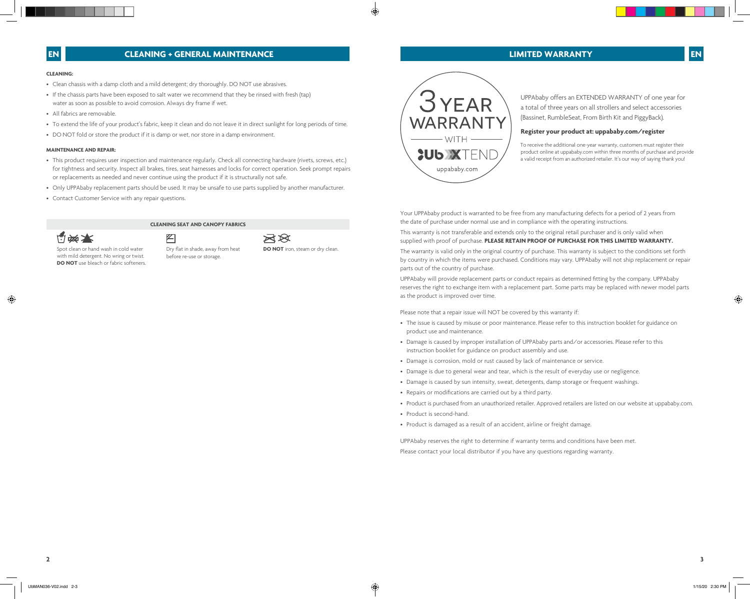## CLEANING + GENERAL MAINTENANCE

**CLEANING:**

- Clean chassis with a damp cloth and a mild detergent; dry thoroughly. DO NOT use abrasives.
- If the chassis parts have been exposed to salt water we recommend that they be rinsed with fresh (tap) water as soon as possible to avoid corrosion. Always dry frame if wet.
- All fabrics are removable.
- To extend the life of your product's fabric, keep it clean and do not leave it in direct sunlight for long periods of time.
- DO NOT fold or store the product if it is damp or wet, nor store in a damp environment.

**MAINTENANCE AND REPAIR:**

- This product requires user inspection and maintenance regularly. Check all connecting hardware (rivets, screws, etc.) for tightness and security. Inspect all brakes, tires, seat harnesses and locks for correct operation. Seek prompt repairs or replacements as needed and never continue using the product if it is structurally not safe.
- Only UPPAbaby replacement parts should be used. It may be unsafe to use parts supplied by another manufacturer.
- Contact Customer Service with any repair questions.

**CLEANING SEAT AND CANOPY FABRICS**

Spot clean or hand wash in cold water with mild detergent. No wring or twist. **DO NOT** use bleach or fabric softeners.

Dry flat in shade, away from heat before re-use or storage.

**DO NOT** iron, steam or dry clean.

## LIMITED WARRANTY

3 YEAR WARRANTY WITH UbXTEND uppababy.com

UPPAbaby offers an EXTENDED WARRANTY of one year for a total of three years on all strollers and select accessories (Bassinet, RumbleSeat, From Birth Kit and PiggyBack).

**Register your product at: uppababy.com/register**

To receive the additional one-year warranty, customers must register their product online at uppababy.com within three months of purchase and provide a valid receipt from an authorized retailer. It's our way of saying thank you!

Your UPPAbaby product is warranted to be free from any manufacturing defects for a period of 2 years from the date of purchase under normal use and in compliance with the operating instructions.

This warranty is not transferable and extends only to the original retail purchaser and is only valid when supplied with proof of purchase. **PLEASE RETAIN PROOF OF PURCHASE FOR THIS LIMITED WARRANTY.**

The warranty is valid only in the original country of purchase. This warranty is subject to the conditions set forth by country in which the items were purchased. Conditions may vary. UPPAbaby will not ship replacement or repair parts out of the country of purchase.

UPPAbaby will provide replacement parts or conduct repairs as determined fitting by the company. UPPAbaby reserves the right to exchange item with a replacement part. Some parts may be replaced with newer model parts as the product is improved over time.

Please note that a repair issue will NOT be covered by this warranty if:

- The issue is caused by misuse or poor maintenance. Please refer to this instruction booklet for guidance on product use and maintenance.
- Damage is caused by improper installation of UPPAbaby parts and/or accessories. Please refer to this instruction booklet for guidance on product assembly and use.
- Damage is corrosion, mold or rust caused by lack of maintenance or service.
- Damage is due to general wear and tear, which is the result of everyday use or negligence.
- Damage is caused by sun intensity, sweat, detergents, damp storage or frequent washings.
- Repairs or modifications are carried out by a third party.
- Product is purchased from an unauthorized retailer. Approved retailers are listed on our website at uppababy.com.
- Product is second-hand.
- Product is damaged as a result of an accident, airline or freight damage.

UPPAbaby reserves the right to determine if warranty terms and conditions have been met.

Please contact your local distributor if you have any questions regarding warranty.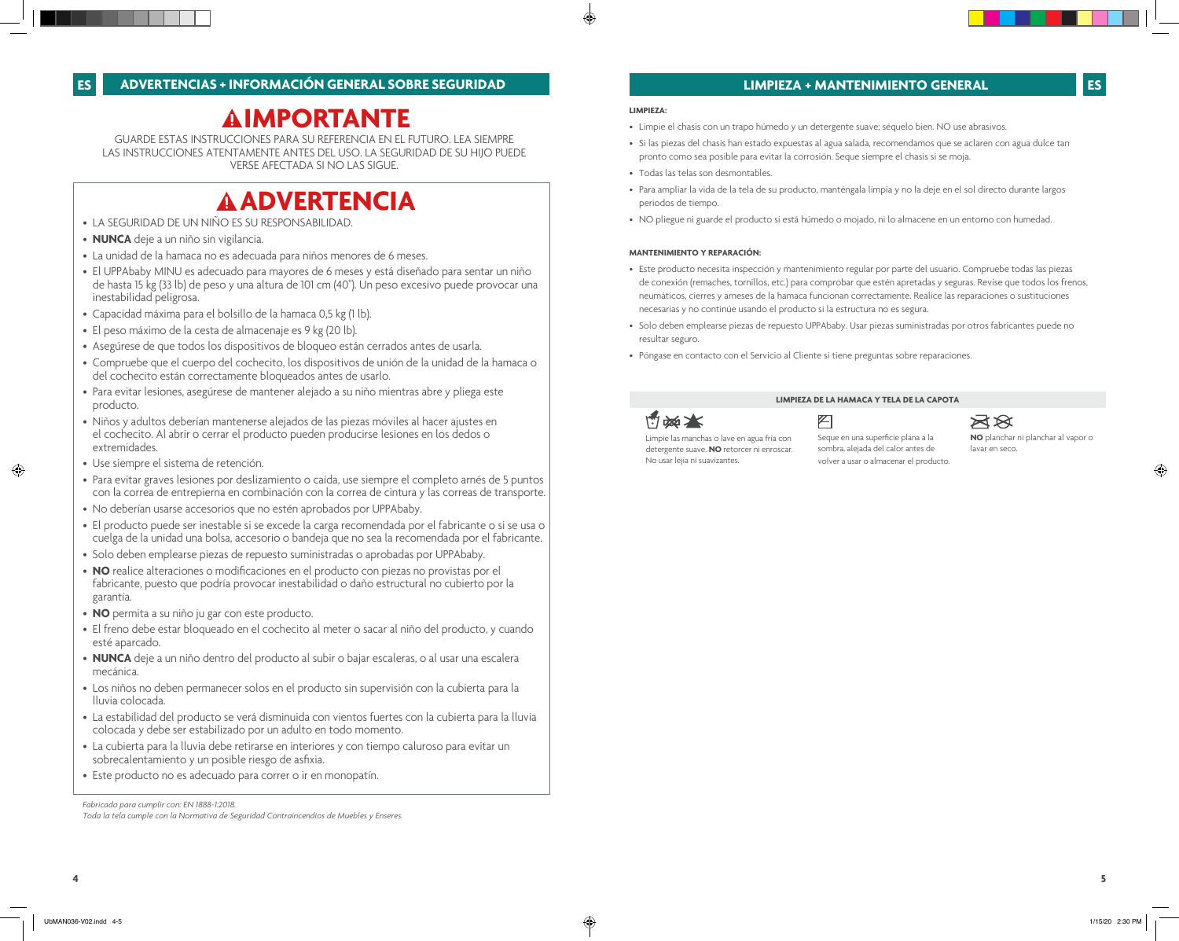## ADVERTENCIAS + INFORMACIÓN GENERAL SOBRE SEGURIDAD

# ⚠IMPORTANTE

GUARDE ESTAS INSTRUCCIONES PARA SU REFERENCIA EN EL FUTURO. LEA SIEMPRE LAS INSTRUCCIONES ATENTAMENTE ANTES DEL USO. LA SEGURIDAD DE SU HIJO PUEDE VERSE AFECTADA SI NO LAS SIGUE.

# ⚠ADVERTENCIA

- LA SEGURIDAD DE UN NIÑO ES SU RESPONSABILIDAD.
- **NUNCA** deje a un niño sin vigilancia.
- La unidad de la hamaca no es adecuada para niños menores de 6 meses.
- El UPPAbaby MINU es adecuado para mayores de 6 meses y está diseñado para sentar un niño de hasta 15 kg (33 lb) de peso y una altura de 101 cm (40"). Un peso excesivo puede provocar una inestabilidad peligrosa.
- Capacidad máxima para el bolsillo de la hamaca 0,5 kg (1 lb).
- El peso máximo de la cesta de almacenaje es 9 kg (20 lb).
- Asegúrese de que todos los dispositivos de bloqueo están cerrados antes de usarla.
- Compruebe que el cuerpo del cochecito, los dispositivos de unión de la unidad de la hamaca o del cochecito están correctamente bloqueados antes de usarlo.
- Para evitar lesiones, asegúrese de mantener alejado a su niño mientras abre y pliega este producto.
- Niños y adultos deberían mantenerse alejados de las piezas móviles al hacer ajustes en el cochecito. Al abrir o cerrar el producto pueden producirse lesiones en los dedos o extremidades.
- Use siempre el sistema de retención.
- Para evitar graves lesiones por deslizamiento o caída, use siempre el completo arnés de 5 puntos con la correa de entrepierna en combinación con la correa de cintura y las correas de transporte.
- No deberían usarse accesorios que no estén aprobados por UPPAbaby.
- El producto puede ser inestable si se excede la carga recomendada por el fabricante o si se usa o cuelga de la unidad una bolsa, accesorio o bandeja que no sea la recomendada por el fabricante.
- Solo deben emplearse piezas de repuesto suministradas o aprobadas por UPPAbaby.
- **NO** realice alteraciones o modificaciones en el producto con piezas no provistas por el fabricante, puesto que podría provocar inestabilidad o daño estructural no cubierto por la garantía.
- **NO** permita a su niño ju gar con este producto.
- El freno debe estar bloqueado en el cochecito al meter o sacar al niño del producto, y cuando esté aparcado.
- **NUNCA** deje a un niño dentro del producto al subir o bajar escaleras, o al usar una escalera mecánica.
- Los niños no deben permanecer solos en el producto sin supervisión con la cubierta para la lluvia colocada.
- La estabilidad del producto se verá disminuida con vientos fuertes con la cubierta para la lluvia colocada y debe ser estabilizado por un adulto en todo momento.
- La cubierta para la lluvia debe retirarse en interiores y con tiempo caluroso para evitar un sobrecalentamiento y un posible riesgo de asfixia.
- Este producto no es adecuado para correr o ir en monopatín.

*Fabricado para cumplir con: EN 1888-1:2018.*
*Toda la tela cumple con la Normativa de Seguridad Contraincendios de Muebles y Enseres.*

## LIMPIEZA + MANTENIMIENTO GENERAL

**LIMPIEZA:**

- Limpie el chasis con un trapo húmedo y un detergente suave; séquelo bien. NO use abrasivos.
- Si las piezas del chasis han estado expuestas al agua salada, recomendamos que se aclaren con agua dulce tan pronto como sea posible para evitar la corrosión. Seque siempre el chasis si se moja.
- Todas las telas son desmontables.
- Para ampliar la vida de la tela de su producto, manténgala limpia y no la deje en el sol directo durante largos periodos de tiempo.
- NO pliegue ni guarde el producto si está húmedo o mojado, ni lo almacene en un entorno con humedad.

**MANTENIMIENTO Y REPARACIÓN:**

- Este producto necesita inspección y mantenimiento regular por parte del usuario. Compruebe todas las piezas de conexión (remaches, tornillos, etc.) para comprobar que estén apretadas y seguras. Revise que todos los frenos, neumáticos, cierres y arneses de la hamaca funcionan correctamente. Realice las reparaciones o sustituciones necesarias y no continúe usando el producto si la estructura no es segura.
- Solo deben emplearse piezas de repuesto UPPAbaby. Usar piezas suministradas por otros fabricantes puede no resultar seguro.
- Póngase en contacto con el Servicio al Cliente si tiene preguntas sobre reparaciones.

**LIMPIEZA DE LA HAMACA Y TELA DE LA CAPOTA**

Limpie las manchas o lave en agua fría con detergente suave. **NO** retorcer ni enroscar. No usar lejía ni suavizantes.

Seque en una superficie plana a la sombra, alejada del calor antes de volver a usar o almacenar el producto.

**NO** planchar ni planchar al vapor o lavar en seco.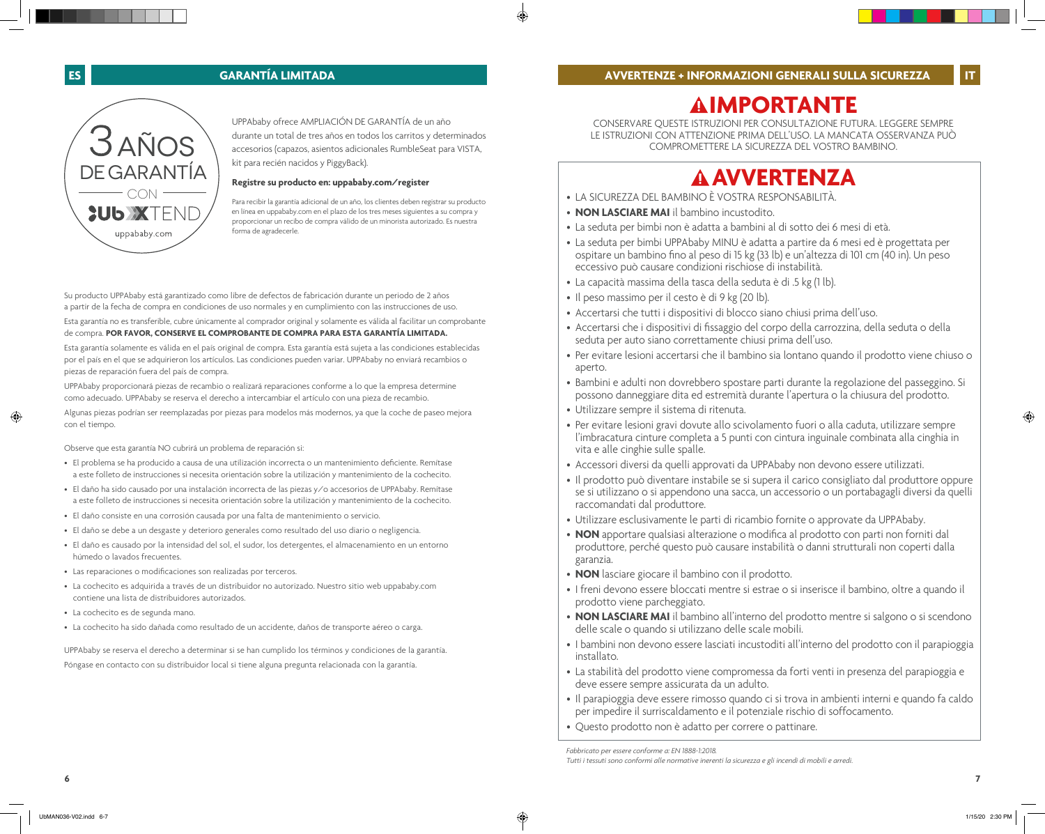## GARANTÍA LIMITADA

3 AÑOS DE GARANTÍA CON UbXTEND

uppababy.com

UPPAbaby ofrece AMPLIACIÓN DE GARANTÍA de un año durante un total de tres años en todos los carritos y determinados accesorios (capazos, asientos adicionales RumbleSeat para VISTA, kit para recién nacidos y PiggyBack).

**Registre su producto en: uppababy.com/register**

Para recibir la garantía adicional de un año, los clientes deben registrar su producto en línea en uppababy.com en el plazo de los tres meses siguientes a su compra y proporcionar un recibo de compra válido de un minorista autorizado. Es nuestra forma de agradecerle.

Su producto UPPAbaby está garantizado como libre de defectos de fabricación durante un periodo de 2 años a partir de la fecha de compra en condiciones de uso normales y en cumplimiento con las instrucciones de uso.

Esta garantía no es transferible, cubre únicamente al comprador original y solamente es válida al facilitar un comprobante de compra. **POR FAVOR, CONSERVE EL COMPROBANTE DE COMPRA PARA ESTA GARANTÍA LIMITADA.**

Esta garantía solamente es válida en el país original de compra. Esta garantía está sujeta a las condiciones establecidas por el país en el que se adquirieron los artículos. Las condiciones pueden variar. UPPAbaby no enviará recambios o piezas de reparación fuera del país de compra.

UPPAbaby proporcionará piezas de recambio o realizará reparaciones conforme a lo que la empresa determine como adecuado. UPPAbaby se reserva el derecho a intercambiar el artículo con una pieza de recambio.

Algunas piezas podrían ser reemplazadas por piezas para modelos más modernos, ya que la coche de paseo mejora con el tiempo.

Observe que esta garantía NO cubrirá un problema de reparación si:

- El problema se ha producido a causa de una utilización incorrecta o un mantenimiento deficiente. Remítase a este folleto de instrucciones si necesita orientación sobre la utilización y mantenimiento de la cochecito.
- El daño ha sido causado por una instalación incorrecta de las piezas y/o accesorios de UPPAbaby. Remítase a este folleto de instrucciones si necesita orientación sobre la utilización y mantenimiento de la cochecito.
- El daño consiste en una corrosión causada por una falta de mantenimiento o servicio.
- El daño se debe a un desgaste y deterioro generales como resultado del uso diario o negligencia.
- El daño es causado por la intensidad del sol, el sudor, los detergentes, el almacenamiento en un entorno húmedo o lavados frecuentes.
- Las reparaciones o modificaciones son realizadas por terceros.
- La cochecito es adquirida a través de un distribuidor no autorizado. Nuestro sitio web uppababy.com contiene una lista de distribuidores autorizados.
- La cochecito es de segunda mano.
- La cochecito ha sido dañada como resultado de un accidente, daños de transporte aéreo o carga.

UPPAbaby se reserva el derecho a determinar si se han cumplido los términos y condiciones de la garantía.

Póngase en contacto con su distribuidor local si tiene alguna pregunta relacionada con la garantía.

## AVVERTENZE + INFORMAZIONI GENERALI SULLA SICUREZZA

# ⚠ IMPORTANTE

CONSERVARE QUESTE ISTRUZIONI PER CONSULTAZIONE FUTURA. LEGGERE SEMPRE LE ISTRUZIONI CON ATTENZIONE PRIMA DELL'USO. LA MANCATA OSSERVANZA PUÒ COMPROMETTERE LA SICUREZZA DEL VOSTRO BAMBINO.

# ⚠ AVVERTENZA

- LA SICUREZZA DEL BAMBINO È VOSTRA RESPONSABILITÀ.
- **NON LASCIARE MAI** il bambino incustodito.
- La seduta per bimbi non è adatta a bambini al di sotto dei 6 mesi di età.
- La seduta per bimbi UPPAbaby MINU è adatta a partire da 6 mesi ed è progettata per ospitare un bambino fino al peso di 15 kg (33 lb) e un'altezza di 101 cm (40 in). Un peso eccessivo può causare condizioni rischiose di instabilità.
- La capacità massima della tasca della seduta è di .5 kg (1 lb).
- Il peso massimo per il cesto è di 9 kg (20 lb).
- Accertarsi che tutti i dispositivi di blocco siano chiusi prima dell'uso.
- Accertarsi che i dispositivi di fissaggio del corpo della carrozzina, della seduta o della seduta per auto siano correttamente chiusi prima dell'uso.
- Per evitare lesioni accertarsi che il bambino sia lontano quando il prodotto viene chiuso o aperto.
- Bambini e adulti non dovrebbero spostare parti durante la regolazione del passeggino. Si possono danneggiare dita ed estremità durante l'apertura o la chiusura del prodotto.
- Utilizzare sempre il sistema di ritenuta.
- Per evitare lesioni gravi dovute allo scivolamento fuori o alla caduta, utilizzare sempre l'imbracatura cinture completa a 5 punti con cintura inguinale combinata alla cinghia in vita e alle cinghie sulle spalle.
- Accessori diversi da quelli approvati da UPPAbaby non devono essere utilizzati.
- Il prodotto può diventare instabile se si supera il carico consigliato dal produttore oppure se si utilizzano o si appendono una sacca, un accessorio o un portabagagli diversi da quelli raccomandati dal produttore.
- Utilizzare esclusivamente le parti di ricambio fornite o approvate da UPPAbaby.
- **NON** apportare qualsiasi alterazione o modifica al prodotto con parti non forniti dal produttore, perché questo può causare instabilità o danni strutturali non coperti dalla garanzia.
- **NON** lasciare giocare il bambino con il prodotto.
- I freni devono essere bloccati mentre si estrae o si inserisce il bambino, oltre a quando il prodotto viene parcheggiato.
- **NON LASCIARE MAI** il bambino all'interno del prodotto mentre si salgono o si scendono delle scale o quando si utilizzano delle scale mobili.
- I bambini non devono essere lasciati incustoditi all'interno del prodotto con il parapioggia installato.
- La stabilità del prodotto viene compromessa da forti venti in presenza del parapioggia e deve essere sempre assicurata da un adulto.
- Il parapioggia deve essere rimosso quando ci si trova in ambienti interni e quando fa caldo per impedire il surriscaldamento e il potenziale rischio di soffocamento.
- Questo prodotto non è adatto per correre o pattinare.

*Fabbricato per essere conforme a: EN 1888-1:2018.*
*Tutti i tessuti sono conformi alle normative inerenti la sicurezza e gli incendi di mobili e arredi.*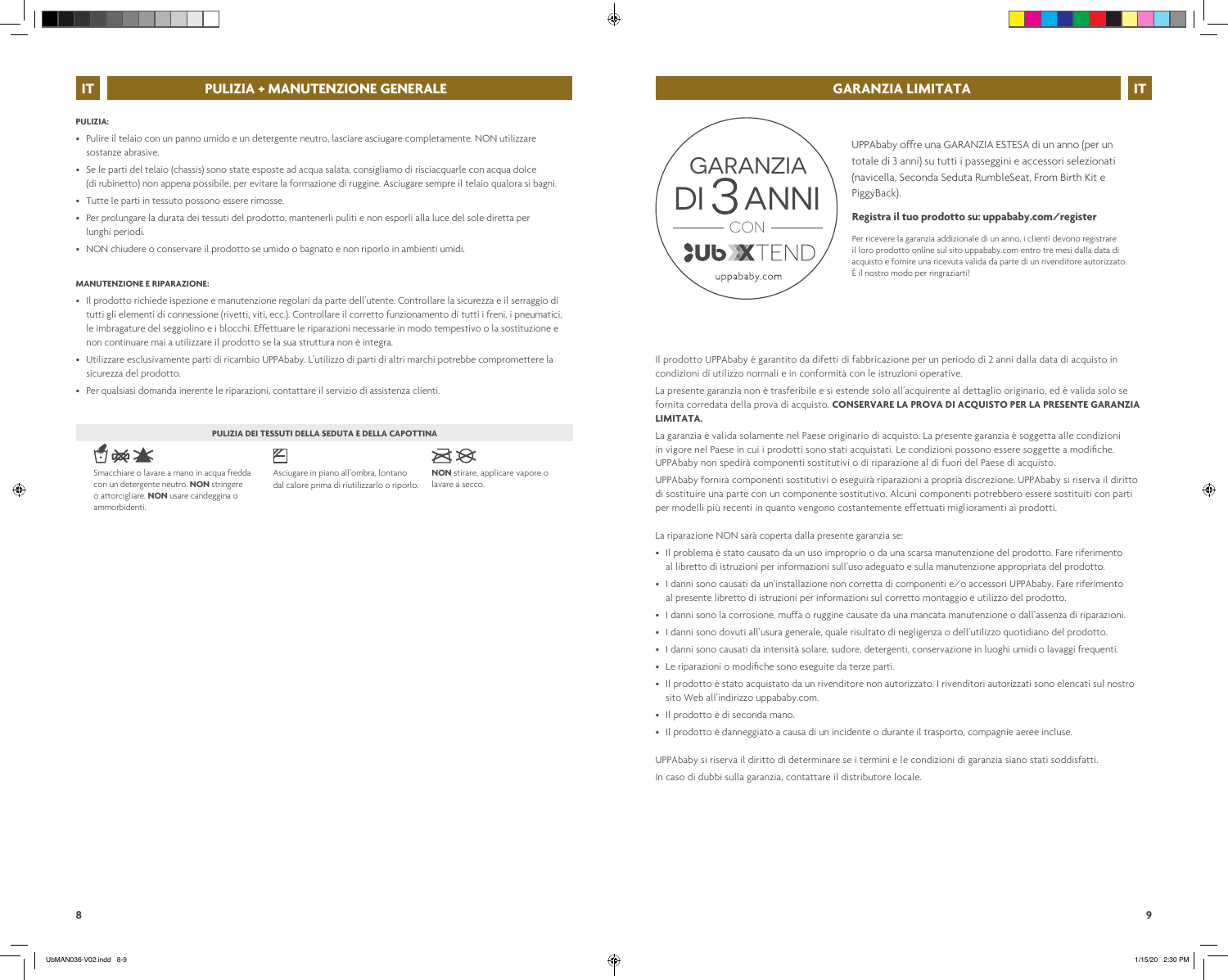## PULIZIA + MANUTENZIONE GENERALE

**PULIZIA:**

- Pulire il telaio con un panno umido e un detergente neutro, lasciare asciugare completamente. NON utilizzare sostanze abrasive.
- Se le parti del telaio (chassis) sono state esposte ad acqua salata, consigliamo di risciacquarle con acqua dolce (di rubinetto) non appena possibile, per evitare la formazione di ruggine. Asciugare sempre il telaio qualora si bagni.
- Tutte le parti in tessuto possono essere rimosse.
- Per prolungare la durata dei tessuti del prodotto, mantenerli puliti e non esporli alla luce del sole diretta per lunghi periodi.
- NON chiudere o conservare il prodotto se umido o bagnato e non riporlo in ambienti umidi.

**MANUTENZIONE E RIPARAZIONE:**

- Il prodotto richiede ispezione e manutenzione regolari da parte dell'utente. Controllare la sicurezza e il serraggio di tutti gli elementi di connessione (rivetti, viti, ecc.). Controllare il corretto funzionamento di tutti i freni, i pneumatici, le imbragature del seggiolino e i blocchi. Effettuare le riparazioni necessarie in modo tempestivo o la sostituzione e non continuare mai a utilizzare il prodotto se la sua struttura non è integra.
- Utilizzare esclusivamente parti di ricambio UPPAbaby. L'utilizzo di parti di altri marchi potrebbe compromettere la sicurezza del prodotto.
- Per qualsiasi domanda inerente le riparazioni, contattare il servizio di assistenza clienti.

**PULIZIA DEI TESSUTI DELLA SEDUTA E DELLA CAPOTTINA**

Smacchiare o lavare a mano in acqua fredda con un detergente neutro. **NON** stringere o attorcigliare. **NON** usare candeggina o ammorbidenti.

Asciugare in piano all'ombra, lontano dal calore prima di riutilizzarlo o riporlo.

**NON** stirare, applicare vapore o lavare a secco.

## GARANZIA LIMITATA

GARANZIA DI 3 ANNI CON UbXTEND uppababy.com

UPPAbaby offre una GARANZIA ESTESA di un anno (per un totale di 3 anni) su tutti i passeggini e accessori selezionati (navicella, Seconda Seduta RumbleSeat, From Birth Kit e PiggyBack).

**Registra il tuo prodotto su: uppababy.com/register**

Per ricevere la garanzia addizionale di un anno, i clienti devono registrare il loro prodotto online sul sito uppababy.com entro tre mesi dalla data di acquisto e fornire una ricevuta valida da parte di un rivenditore autorizzato. È il nostro modo per ringraziarti!

Il prodotto UPPAbaby è garantito da difetti di fabbricazione per un periodo di 2 anni dalla data di acquisto in condizioni di utilizzo normali e in conformità con le istruzioni operative.

La presente garanzia non è trasferibile e si estende solo all'acquirente al dettaglio originario, ed è valida solo se fornita corredata della prova di acquisto. **CONSERVARE LA PROVA DI ACQUISTO PER LA PRESENTE GARANZIA LIMITATA.**

La garanzia è valida solamente nel Paese originario di acquisto. La presente garanzia è soggetta alle condizioni in vigore nel Paese in cui i prodotti sono stati acquistati. Le condizioni possono essere soggette a modifiche. UPPAbaby non spedirà componenti sostitutivi o di riparazione al di fuori del Paese di acquisto.

UPPAbaby fornirà componenti sostitutivi o eseguirà riparazioni a propria discrezione. UPPAbaby si riserva il diritto di sostituire una parte con un componente sostitutivo. Alcuni componenti potrebbero essere sostituiti con parti per modelli più recenti in quanto vengono costantemente effettuati miglioramenti ai prodotti.

La riparazione NON sarà coperta dalla presente garanzia se:

- Il problema è stato causato da un uso improprio o da una scarsa manutenzione del prodotto. Fare riferimento al libretto di istruzioni per informazioni sull'uso adeguato e sulla manutenzione appropriata del prodotto.
- I danni sono causati da un'installazione non corretta di componenti e/o accessori UPPAbaby. Fare riferimento al presente libretto di istruzioni per informazioni sul corretto montaggio e utilizzo del prodotto.
- I danni sono la corrosione, muffa o ruggine causate da una mancata manutenzione o dall'assenza di riparazioni.
- I danni sono dovuti all'usura generale, quale risultato di negligenza o dell'utilizzo quotidiano del prodotto.
- I danni sono causati da intensità solare, sudore, detergenti, conservazione in luoghi umidi o lavaggi frequenti.
- Le riparazioni o modifiche sono eseguite da terze parti.
- Il prodotto è stato acquistato da un rivenditore non autorizzato. I rivenditori autorizzati sono elencati sul nostro sito Web all'indirizzo uppababy.com.
- Il prodotto è di seconda mano.
- Il prodotto è danneggiato a causa di un incidente o durante il trasporto, compagnie aeree incluse.

UPPAbaby si riserva il diritto di determinare se i termini e le condizioni di garanzia siano stati soddisfatti.

In caso di dubbi sulla garanzia, contattare il distributore locale.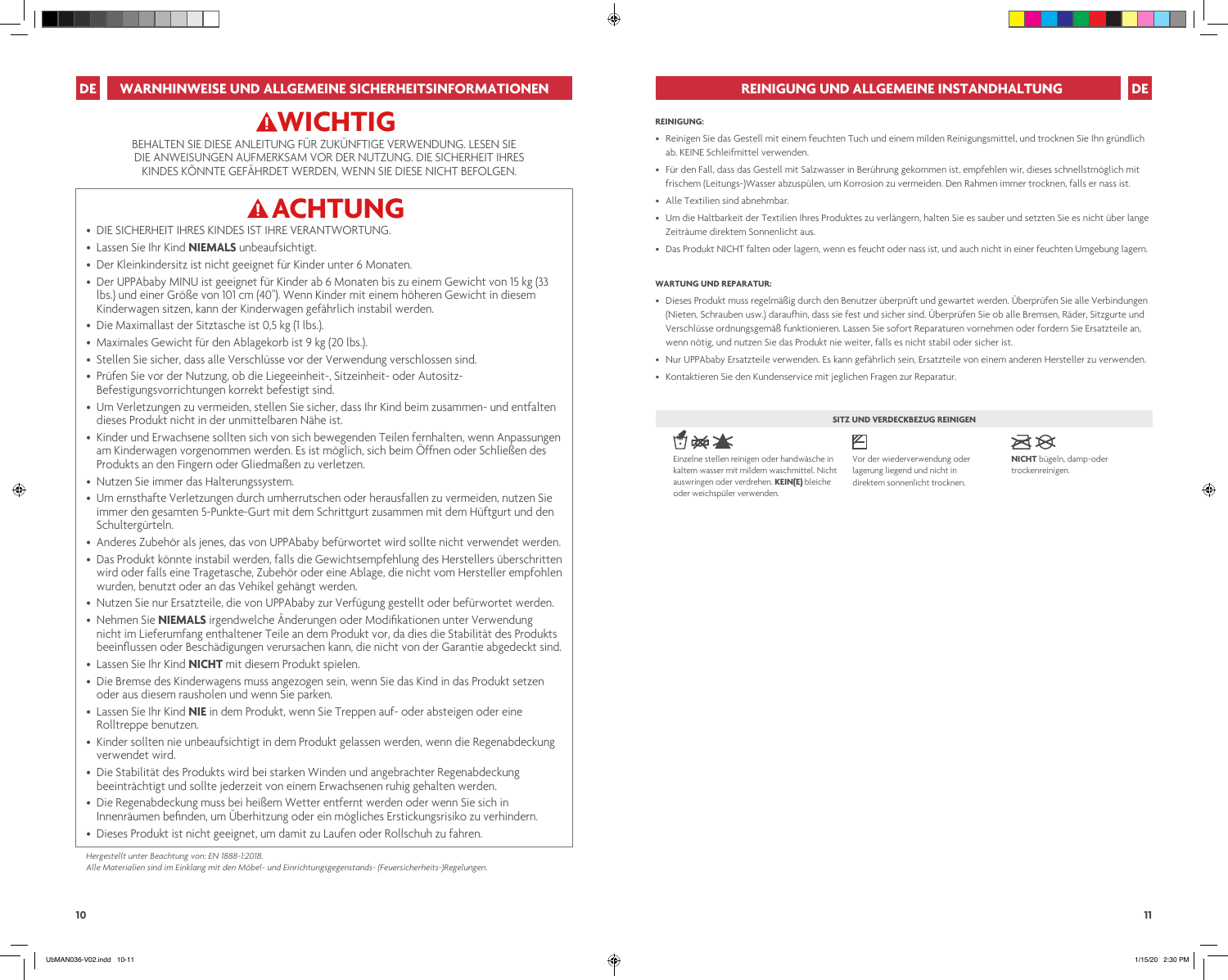## DE WARNHINWEISE UND ALLGEMEINE SICHERHEITSINFORMATIONEN

# ⚠WICHTIG

BEHALTEN SIE DIESE ANLEITUNG FÜR ZUKÜNFTIGE VERWENDUNG. LESEN SIE DIE ANWEISUNGEN AUFMERKSAM VOR DER NUTZUNG. DIE SICHERHEIT IHRES KINDES KÖNNTE GEFÄHRDET WERDEN, WENN SIE DIESE NICHT BEFOLGEN.

# ⚠ ACHTUNG

- DIE SICHERHEIT IHRES KINDES IST IHRE VERANTWORTUNG.
- Lassen Sie Ihr Kind **NIEMALS** unbeaufsichtigt.
- Der Kleinkindersitz ist nicht geeignet für Kinder unter 6 Monaten.
- Der UPPAbaby MINU ist geeignet für Kinder ab 6 Monaten bis zu einem Gewicht von 15 kg (33 lbs.) und einer Größe von 101 cm (40"). Wenn Kinder mit einem höheren Gewicht in diesem Kinderwagen sitzen, kann der Kinderwagen gefährlich instabil werden.
- Die Maximallast der Sitztasche ist 0,5 kg (1 lbs.).
- Maximales Gewicht für den Ablagekorb ist 9 kg (20 lbs.).
- Stellen Sie sicher, dass alle Verschlüsse vor der Verwendung verschlossen sind.
- Prüfen Sie vor der Nutzung, ob die Liegeeinheit-, Sitzeinheit- oder Autositz-Befestigungsvorrichtungen korrekt befestigt sind.
- Um Verletzungen zu vermeiden, stellen Sie sicher, dass Ihr Kind beim zusammen- und entfalten dieses Produkt nicht in der unmittelbaren Nähe ist.
- Kinder und Erwachsene sollten sich von sich bewegenden Teilen fernhalten, wenn Anpassungen am Kinderwagen vorgenommen werden. Es ist möglich, sich beim Öffnen oder Schließen des Produkts an den Fingern oder Gliedmaßen zu verletzen.
- Nutzen Sie immer das Halterungssystem.
- Um ernsthafte Verletzungen durch umherrutschen oder herausfallen zu vermeiden, nutzen Sie immer den gesamten 5-Punkte-Gurt mit dem Schrittgurt zusammen mit dem Hüftgurt und den Schultergürteln.
- Anderes Zubehör als jenes, das von UPPAbaby befürwortet wird sollte nicht verwendet werden.
- Das Produkt könnte instabil werden, falls die Gewichtsempfehlung des Herstellers überschritten wird oder falls eine Tragetasche, Zubehör oder eine Ablage, die nicht vom Hersteller empfohlen wurden, benutzt oder an das Vehikel gehängt werden.
- Nutzen Sie nur Ersatzteile, die von UPPAbaby zur Verfügung gestellt oder befürwortet werden.
- Nehmen Sie **NIEMALS** irgendwelche Änderungen oder Modifikationen unter Verwendung nicht im Lieferumfang enthaltener Teile an dem Produkt vor, da dies die Stabilität des Produkts beeinflussen oder Beschädigungen verursachen kann, die nicht von der Garantie abgedeckt sind.
- Lassen Sie Ihr Kind **NICHT** mit diesem Produkt spielen.
- Die Bremse des Kinderwagens muss angezogen sein, wenn Sie das Kind in das Produkt setzen oder aus diesem rausholen und wenn Sie parken.
- Lassen Sie Ihr Kind **NIE** in dem Produkt, wenn Sie Treppen auf- oder absteigen oder eine Rolltreppe benutzen.
- Kinder sollten nie unbeaufsichtigt in dem Produkt gelassen werden, wenn die Regenabdeckung verwendet wird.
- Die Stabilität des Produkts wird bei starken Winden und angebrachter Regenabdeckung beeinträchtigt und sollte jederzeit von einem Erwachsenen ruhig gehalten werden.
- Die Regenabdeckung muss bei heißem Wetter entfernt werden oder wenn Sie sich in Innenräumen befinden, um Überhitzung oder ein mögliches Erstickungsrisiko zu verhindern.
- Dieses Produkt ist nicht geeignet, um damit zu Laufen oder Rollschuh zu fahren.

*Hergestellt unter Beachtung von: EN 1888-1:2018.*
*Alle Materialien sind im Einklang mit den Möbel- und Einrichtungsgegenstands- (Feuersicherheits-)Regelungen.*

## REINIGUNG UND ALLGEMEINE INSTANDHALTUNG DE

**REINIGUNG:**

- Reinigen Sie das Gestell mit einem feuchten Tuch und einem milden Reinigungsmittel, und trocknen Sie Ihn gründlich ab. KEINE Schleifmittel verwenden.
- Für den Fall, dass das Gestell mit Salzwasser in Berührung gekommen ist, empfehlen wir, dieses schnellstmöglich mit frischem (Leitungs-)Wasser abzuspülen, um Korrosion zu vermeiden. Den Rahmen immer trocknen, falls er nass ist.
- Alle Textilien sind abnehmbar.
- Um die Haltbarkeit der Textilien Ihres Produktes zu verlängern, halten Sie es sauber und setzten Sie es nicht über lange Zeiträume direktem Sonnenlicht aus.
- Das Produkt NICHT falten oder lagern, wenn es feucht oder nass ist, und auch nicht in einer feuchten Umgebung lagern.

**WARTUNG UND REPARATUR:**

- Dieses Produkt muss regelmäßig durch den Benutzer überprüft und gewartet werden. Überprüfen Sie alle Verbindungen (Nieten, Schrauben usw.) daraufhin, dass sie fest und sicher sind. Überprüfen Sie ob alle Bremsen, Räder, Sitzgurte und Verschlüsse ordnungsgemäß funktionieren. Lassen Sie sofort Reparaturen vornehmen oder fordern Sie Ersatzteile an, wenn nötig, und nutzen Sie das Produkt nie weiter, falls es nicht stabil oder sicher ist.
- Nur UPPAbaby Ersatzteile verwenden. Es kann gefährlich sein, Ersatzteile von einem anderen Hersteller zu verwenden.
- Kontaktieren Sie den Kundenservice mit jeglichen Fragen zur Reparatur.

**SITZ UND VERDECKBEZUG REINIGEN**

Einzelne stellen reinigen oder handwäsche in kaltem wasser mit mildem waschmittel. Nicht auswringen oder verdrehen. **KEIN(E)** bleiche oder weichspüler verwenden.

Vor der wiederverwendung oder lagerung liegend und nicht in direktem sonnenlicht trocknen.

**NICHT** bügeln, damp-oder trockenreinigen.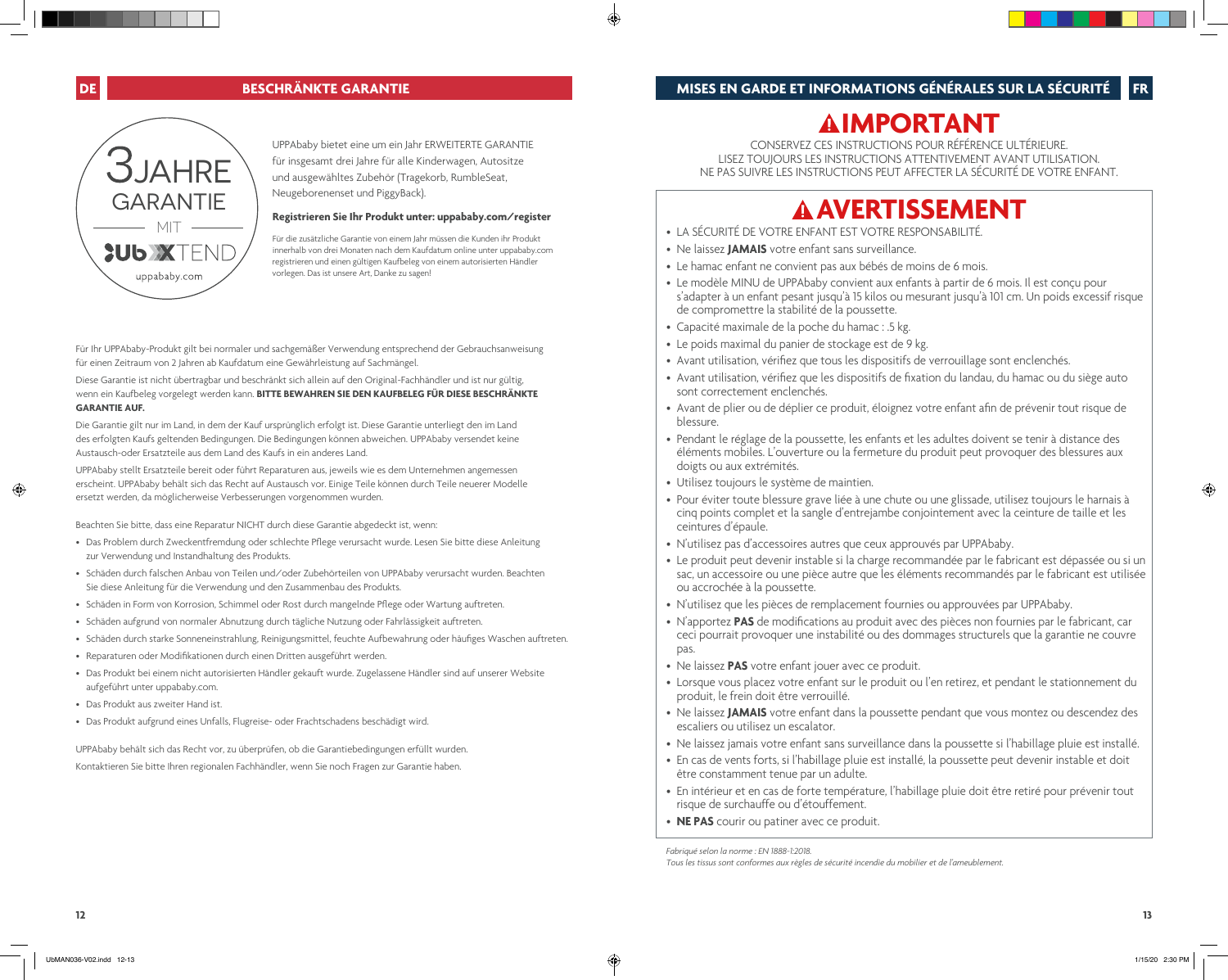## BESCHRÄNKTE GARANTIE

3JAHRE GARANTIE MIT UbXTEND uppababy.com

UPPAbaby bietet eine um ein Jahr ERWEITERTE GARANTIE für insgesamt drei Jahre für alle Kinderwagen, Autositze und ausgewähltes Zubehör (Tragekorb, RumbleSeat, Neugeborenenset und PiggyBack).

**Registrieren Sie Ihr Produkt unter: uppababy.com/register**

Für die zusätzliche Garantie von einem Jahr müssen die Kunden ihr Produkt innerhalb von drei Monaten nach dem Kaufdatum online unter uppababy.com registrieren und einen gültigen Kaufbeleg von einem autorisierten Händler vorlegen. Das ist unsere Art, Danke zu sagen!

Für Ihr UPPAbaby-Produkt gilt bei normaler und sachgemäßer Verwendung entsprechend der Gebrauchsanweisung für einen Zeitraum von 2 Jahren ab Kaufdatum eine Gewährleistung auf Sachmängel.

Diese Garantie ist nicht übertragbar und beschränkt sich allein auf den Original-Fachhändler und ist nur gültig, wenn ein Kaufbeleg vorgelegt werden kann. **BITTE BEWAHREN SIE DEN KAUFBELEG FÜR DIESE BESCHRÄNKTE GARANTIE AUF.**

Die Garantie gilt nur im Land, in dem der Kauf ursprünglich erfolgt ist. Diese Garantie unterliegt den im Land des erfolgten Kaufs geltenden Bedingungen. Die Bedingungen können abweichen. UPPAbaby versendet keine Austausch-oder Ersatzteile aus dem Land des Kaufs in ein anderes Land.

UPPAbaby stellt Ersatzteile bereit oder führt Reparaturen aus, jeweils wie es dem Unternehmen angemessen erscheint. UPPAbaby behält sich das Recht auf Austausch vor. Einige Teile können durch Teile neuerer Modelle ersetzt werden, da möglicherweise Verbesserungen vorgenommen wurden.

Beachten Sie bitte, dass eine Reparatur NICHT durch diese Garantie abgedeckt ist, wenn:

- Das Problem durch Zweckentfremdung oder schlechte Pflege verursacht wurde. Lesen Sie bitte diese Anleitung zur Verwendung und Instandhaltung des Produkts.
- Schäden durch falschen Anbau von Teilen und/oder Zubehörteilen von UPPAbaby verursacht wurden. Beachten Sie diese Anleitung für die Verwendung und den Zusammenbau des Produkts.
- Schäden in Form von Korrosion, Schimmel oder Rost durch mangelnde Pflege oder Wartung auftreten.
- Schäden aufgrund von normaler Abnutzung durch tägliche Nutzung oder Fahrlässigkeit auftreten.
- Schäden durch starke Sonneneinstrahlung, Reinigungsmittel, feuchte Aufbewahrung oder häufiges Waschen auftreten.
- Reparaturen oder Modifikationen durch einen Dritten ausgeführt werden.
- Das Produkt bei einem nicht autorisierten Händler gekauft wurde. Zugelassene Händler sind auf unserer Website aufgeführt unter uppababy.com.
- Das Produkt aus zweiter Hand ist.
- Das Produkt aufgrund eines Unfalls, Flugreise- oder Frachtschadens beschädigt wird.

UPPAbaby behält sich das Recht vor, zu überprüfen, ob die Garantiebedingungen erfüllt wurden.

Kontaktieren Sie bitte Ihren regionalen Fachhändler, wenn Sie noch Fragen zur Garantie haben.

## MISES EN GARDE ET INFORMATIONS GÉNÉRALES SUR LA SÉCURITÉ

# ⚠IMPORTANT

CONSERVEZ CES INSTRUCTIONS POUR RÉFÉRENCE ULTÉRIEURE.
LISEZ TOUJOURS LES INSTRUCTIONS ATTENTIVEMENT AVANT UTILISATION.
NE PAS SUIVRE LES INSTRUCTIONS PEUT AFFECTER LA SÉCURITÉ DE VOTRE ENFANT.

# ⚠AVERTISSEMENT

- LA SÉCURITÉ DE VOTRE ENFANT EST VOTRE RESPONSABILITÉ.
- Ne laissez **JAMAIS** votre enfant sans surveillance.
- Le hamac enfant ne convient pas aux bébés de moins de 6 mois.
- Le modèle MINU de UPPAbaby convient aux enfants à partir de 6 mois. Il est conçu pour s'adapter à un enfant pesant jusqu'à 15 kilos ou mesurant jusqu'à 101 cm. Un poids excessif risque de compromettre la stabilité de la poussette.
- Capacité maximale de la poche du hamac : .5 kg.
- Le poids maximal du panier de stockage est de 9 kg.
- Avant utilisation, vérifiez que tous les dispositifs de verrouillage sont enclenchés.
- Avant utilisation, vérifiez que les dispositifs de fixation du landau, du hamac ou du siège auto sont correctement enclenchés.
- Avant de plier ou de déplier ce produit, éloignez votre enfant afin de prévenir tout risque de blessure.
- Pendant le réglage de la poussette, les enfants et les adultes doivent se tenir à distance des éléments mobiles. L'ouverture ou la fermeture du produit peut provoquer des blessures aux doigts ou aux extrémités.
- Utilisez toujours le système de maintien.
- Pour éviter toute blessure grave liée à une chute ou une glissade, utilisez toujours le harnais à cinq points complet et la sangle d'entrejambe conjointement avec la ceinture de taille et les ceintures d'épaule.
- N'utilisez pas d'accessoires autres que ceux approuvés par UPPAbaby.
- Le produit peut devenir instable si la charge recommandée par le fabricant est dépassée ou si un sac, un accessoire ou une pièce autre que les éléments recommandés par le fabricant est utilisée ou accrochée à la poussette.
- N'utilisez que les pièces de remplacement fournies ou approuvées par UPPAbaby.
- N'apportez **PAS** de modifications au produit avec des pièces non fournies par le fabricant, car ceci pourrait provoquer une instabilité ou des dommages structurels que la garantie ne couvre pas.
- Ne laissez **PAS** votre enfant jouer avec ce produit.
- Lorsque vous placez votre enfant sur le produit ou l'en retirez, et pendant le stationnement du produit, le frein doit être verrouillé.
- Ne laissez **JAMAIS** votre enfant dans la poussette pendant que vous montez ou descendez des escaliers ou utilisez un escalator.
- Ne laissez jamais votre enfant sans surveillance dans la poussette si l'habillage pluie est installé.
- En cas de vents forts, si l'habillage pluie est installé, la poussette peut devenir instable et doit être constamment tenue par un adulte.
- En intérieur et en cas de forte température, l'habillage pluie doit être retiré pour prévenir tout risque de surchauffe ou d'étouffement.
- **NE PAS** courir ou patiner avec ce produit.

*Fabriqué selon la norme : EN 1888-1:2018.*

*Tous les tissus sont conformes aux règles de sécurité incendie du mobilier et de l'ameublement.*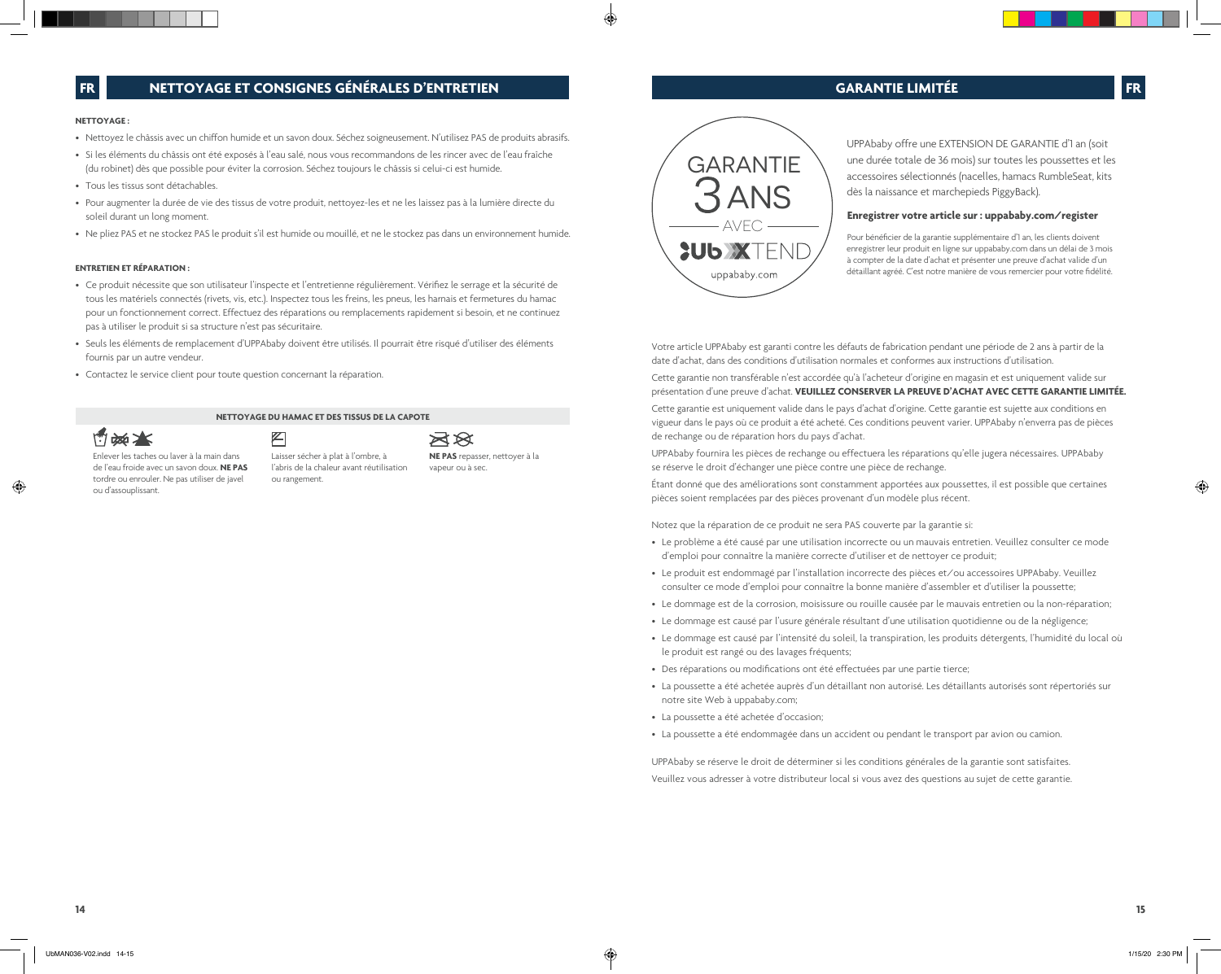# NETTOYAGE ET CONSIGNES GÉNÉRALES D'ENTRETIEN

**NETTOYAGE :**

- Nettoyez le châssis avec un chiffon humide et un savon doux. Séchez soigneusement. N'utilisez PAS de produits abrasifs.
- Si les éléments du châssis ont été exposés à l'eau salé, nous vous recommandons de les rincer avec de l'eau fraîche (du robinet) dès que possible pour éviter la corrosion. Séchez toujours le châssis si celui-ci est humide.
- Tous les tissus sont détachables.
- Pour augmenter la durée de vie des tissus de votre produit, nettoyez-les et ne les laissez pas à la lumière directe du soleil durant un long moment.
- Ne pliez PAS et ne stockez PAS le produit s'il est humide ou mouillé, et ne le stockez pas dans un environnement humide.

**ENTRETIEN ET RÉPARATION :**

- Ce produit nécessite que son utilisateur l'inspecte et l'entretienne régulièrement. Vérifiez le serrage et la sécurité de tous les matériels connectés (rivets, vis, etc.). Inspectez tous les freins, les pneus, les harnais et fermetures du hamac pour un fonctionnement correct. Effectuez des réparations ou remplacements rapidement si besoin, et ne continuez pas à utiliser le produit si sa structure n'est pas sécuritaire.
- Seuls les éléments de remplacement d'UPPAbaby doivent être utilisés. Il pourrait être risqué d'utiliser des éléments fournis par un autre vendeur.
- Contactez le service client pour toute question concernant la réparation.

**NETTOYAGE DU HAMAC ET DES TISSUS DE LA CAPOTE**

Enlever les taches ou laver à la main dans de l'eau froide avec un savon doux. **NE PAS** tordre ou enrouler. Ne pas utiliser de javel ou d'assouplissant.

Laisser sécher à plat à l'ombre, à l'abris de la chaleur avant réutilisation ou rangement.

**NE PAS** repasser, nettoyer à la vapeur ou à sec.

# GARANTIE LIMITÉE

GARANTIE 3 ANS AVEC UbXTEND uppababy.com

UPPAbaby offre une EXTENSION DE GARANTIE d'1 an (soit une durée totale de 36 mois) sur toutes les poussettes et les accessoires sélectionnés (nacelles, hamacs RumbleSeat, kits dès la naissance et marchepieds PiggyBack).

**Enregistrer votre article sur : uppababy.com/register**

Pour bénéficier de la garantie supplémentaire d'1 an, les clients doivent enregistrer leur produit en ligne sur uppababy.com dans un délai de 3 mois à compter de la date d'achat et présenter une preuve d'achat valide d'un détaillant agréé. C'est notre manière de vous remercier pour votre fidélité.

Votre article UPPAbaby est garanti contre les défauts de fabrication pendant une période de 2 ans à partir de la date d'achat, dans des conditions d'utilisation normales et conformes aux instructions d'utilisation.

Cette garantie non transférable n'est accordée qu'à l'acheteur d'origine en magasin et est uniquement valide sur présentation d'une preuve d'achat. **VEUILLEZ CONSERVER LA PREUVE D'ACHAT AVEC CETTE GARANTIE LIMITÉE.**

Cette garantie est uniquement valide dans le pays d'achat d'origine. Cette garantie est sujette aux conditions en vigueur dans le pays où ce produit a été acheté. Ces conditions peuvent varier. UPPAbaby n'enverra pas de pièces de rechange ou de réparation hors du pays d'achat.

UPPAbaby fournira les pièces de rechange ou effectuera les réparations qu'elle jugera nécessaires. UPPAbaby se réserve le droit d'échanger une pièce contre une pièce de rechange.

Étant donné que des améliorations sont constamment apportées aux poussettes, il est possible que certaines pièces soient remplacées par des pièces provenant d'un modèle plus récent.

Notez que la réparation de ce produit ne sera PAS couverte par la garantie si:

- Le problème a été causé par une utilisation incorrecte ou un mauvais entretien. Veuillez consulter ce mode d'emploi pour connaître la manière correcte d'utiliser et de nettoyer ce produit;
- Le produit est endommagé par l'installation incorrecte des pièces et/ou accessoires UPPAbaby. Veuillez consulter ce mode d'emploi pour connaître la bonne manière d'assembler et d'utiliser la poussette;
- Le dommage est de la corrosion, moisissure ou rouille causée par le mauvais entretien ou la non-réparation;
- Le dommage est causé par l'usure générale résultant d'une utilisation quotidienne ou de la négligence;
- Le dommage est causé par l'intensité du soleil, la transpiration, les produits détergents, l'humidité du local où le produit est rangé ou des lavages fréquents;
- Des réparations ou modifications ont été effectuées par une partie tierce;
- La poussette a été achetée auprès d'un détaillant non autorisé. Les détaillants autorisés sont répertoriés sur notre site Web à uppababy.com;
- La poussette a été achetée d'occasion;
- La poussette a été endommagée dans un accident ou pendant le transport par avion ou camion.

UPPAbaby se réserve le droit de déterminer si les conditions générales de la garantie sont satisfaites.

Veuillez vous adresser à votre distributeur local si vous avez des questions au sujet de cette garantie.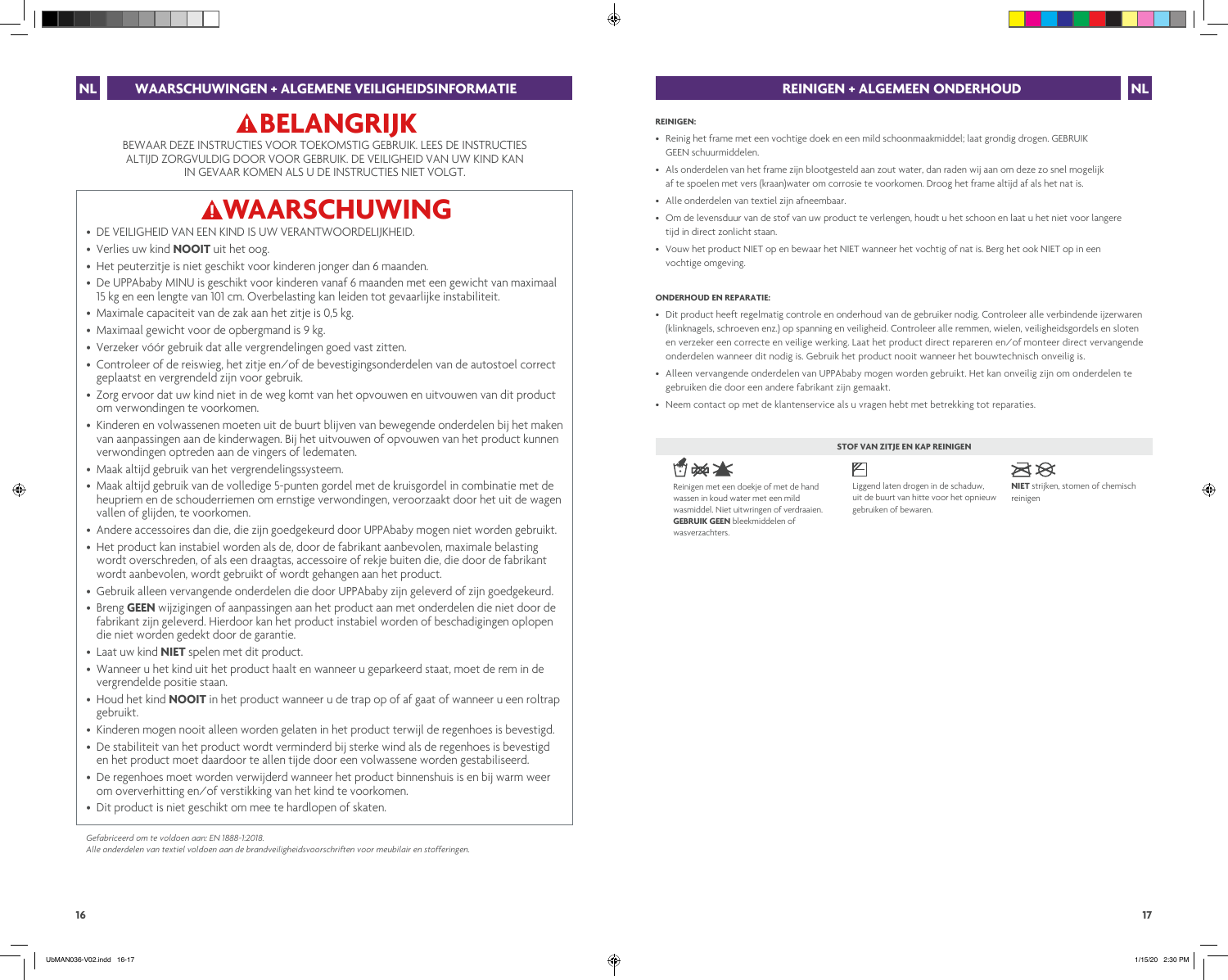## NL WAARSCHUWINGEN + ALGEMENE VEILIGHEIDSINFORMATIE

# ⚠BELANGRIJK

BEWAAR DEZE INSTRUCTIES VOOR TOEKOMSTIG GEBRUIK. LEES DE INSTRUCTIES ALTIJD ZORGVULDIG DOOR VOOR GEBRUIK. DE VEILIGHEID VAN UW KIND KAN IN GEVAAR KOMEN ALS U DE INSTRUCTIES NIET VOLGT.

# ⚠WAARSCHUWING

- DE VEILIGHEID VAN EEN KIND IS UW VERANTWOORDELIJKHEID.
- Verlies uw kind **NOOIT** uit het oog.
- Het peuterzitje is niet geschikt voor kinderen jonger dan 6 maanden.
- De UPPAbaby MINU is geschikt voor kinderen vanaf 6 maanden met een gewicht van maximaal 15 kg en een lengte van 101 cm. Overbelasting kan leiden tot gevaarlijke instabiliteit.
- Maximale capaciteit van de zak aan het zitje is 0,5 kg.
- Maximaal gewicht voor de opbergmand is 9 kg.
- Verzeker vóór gebruik dat alle vergrendelingen goed vast zitten.
- Controleer of de reiswieg, het zitje en/of de bevestigingsonderdelen van de autostoel correct geplaatst en vergrendeld zijn voor gebruik.
- Zorg ervoor dat uw kind niet in de weg komt van het opvouwen en uitvouwen van dit product om verwondingen te voorkomen.
- Kinderen en volwassenen moeten uit de buurt blijven van bewegende onderdelen bij het maken van aanpassingen aan de kinderwagen. Bij het uitvouwen of opvouwen van het product kunnen verwondingen optreden aan de vingers of ledematen.
- Maak altijd gebruik van het vergrendelingssysteem.
- Maak altijd gebruik van de volledige 5-punten gordel met de kruisgordel in combinatie met de heupriem en de schouderriemen om ernstige verwondingen, veroorzaakt door het uit de wagen vallen of glijden, te voorkomen.
- Andere accessoires dan die, die zijn goedgekeurd door UPPAbaby mogen niet worden gebruikt.
- Het product kan instabiel worden als de, door de fabrikant aanbevolen, maximale belasting wordt overschreden, of als een draagtas, accessoire of rekje buiten die, die door de fabrikant wordt aanbevolen, wordt gebruikt of wordt gehangen aan het product.
- Gebruik alleen vervangende onderdelen die door UPPAbaby zijn geleverd of zijn goedgekeurd.
- Breng **GEEN** wijzigingen of aanpassingen aan het product aan met onderdelen die niet door de fabrikant zijn geleverd. Hierdoor kan het product instabiel worden of beschadigingen oplopen die niet worden gedekt door de garantie.
- Laat uw kind **NIET** spelen met dit product.
- Wanneer u het kind uit het product haalt en wanneer u geparkeerd staat, moet de rem in de vergrendelde positie staan.
- Houd het kind **NOOIT** in het product wanneer u de trap op of af gaat of wanneer u een roltrap gebruikt.
- Kinderen mogen nooit alleen worden gelaten in het product terwijl de regenhoes is bevestigd.
- De stabiliteit van het product wordt verminderd bij sterke wind als de regenhoes is bevestigd en het product moet daardoor te allen tijde door een volwassene worden gestabiliseerd.
- De regenhoes moet worden verwijderd wanneer het product binnenshuis is en bij warm weer om oververhitting en/of verstikking van het kind te voorkomen.
- Dit product is niet geschikt om mee te hardlopen of skaten.

*Gefabriceerd om te voldoen aan: EN 1888-1:2018.*
*Alle onderdelen van textiel voldoen aan de brandveiligheidsvoorschriften voor meubilair en stofferingen.*

## REINIGEN + ALGEMEEN ONDERHOUD NL

**REINIGEN:**

- Reinig het frame met een vochtige doek en een mild schoonmaakmiddel; laat grondig drogen. GEBRUIK GEEN schuurmiddelen.
- Als onderdelen van het frame zijn blootgesteld aan zout water, dan raden wij aan om deze zo snel mogelijk af te spoelen met vers (kraan)water om corrosie te voorkomen. Droog het frame altijd af als het nat is.
- Alle onderdelen van textiel zijn afneembaar.
- Om de levensduur van de stof van uw product te verlengen, houdt u het schoon en laat u het niet voor langere tijd in direct zonlicht staan.
- Vouw het product NIET op en bewaar het NIET wanneer het vochtig of nat is. Berg het ook NIET op in een vochtige omgeving.

**ONDERHOUD EN REPARATIE:**

- Dit product heeft regelmatig controle en onderhoud van de gebruiker nodig. Controleer alle verbindende ijzerwaren (klinknagels, schroeven enz.) op spanning en veiligheid. Controleer alle remmen, wielen, veiligheidsgordels en sloten en verzeker een correcte en veilige werking. Laat het product direct repareren en/of monteer direct vervangende onderdelen wanneer dit nodig is. Gebruik het product nooit wanneer het bouwtechnisch onveilig is.
- Alleen vervangende onderdelen van UPPAbaby mogen worden gebruikt. Het kan onveilig zijn om onderdelen te gebruiken die door een andere fabrikant zijn gemaakt.
- Neem contact op met de klantenservice als u vragen hebt met betrekking tot reparaties.

**STOF VAN ZITJE EN KAP REINIGEN**

Reinigen met een doekje of met de hand wassen in koud water met een mild wasmiddel. Niet uitwringen of verdraaien. **GEBRUIK GEEN** bleekmiddelen of wasverzachters.

Liggend laten drogen in de schaduw, uit de buurt van hitte voor het opnieuw gebruiken of bewaren.

**NIET** strijken, stomen of chemisch reinigen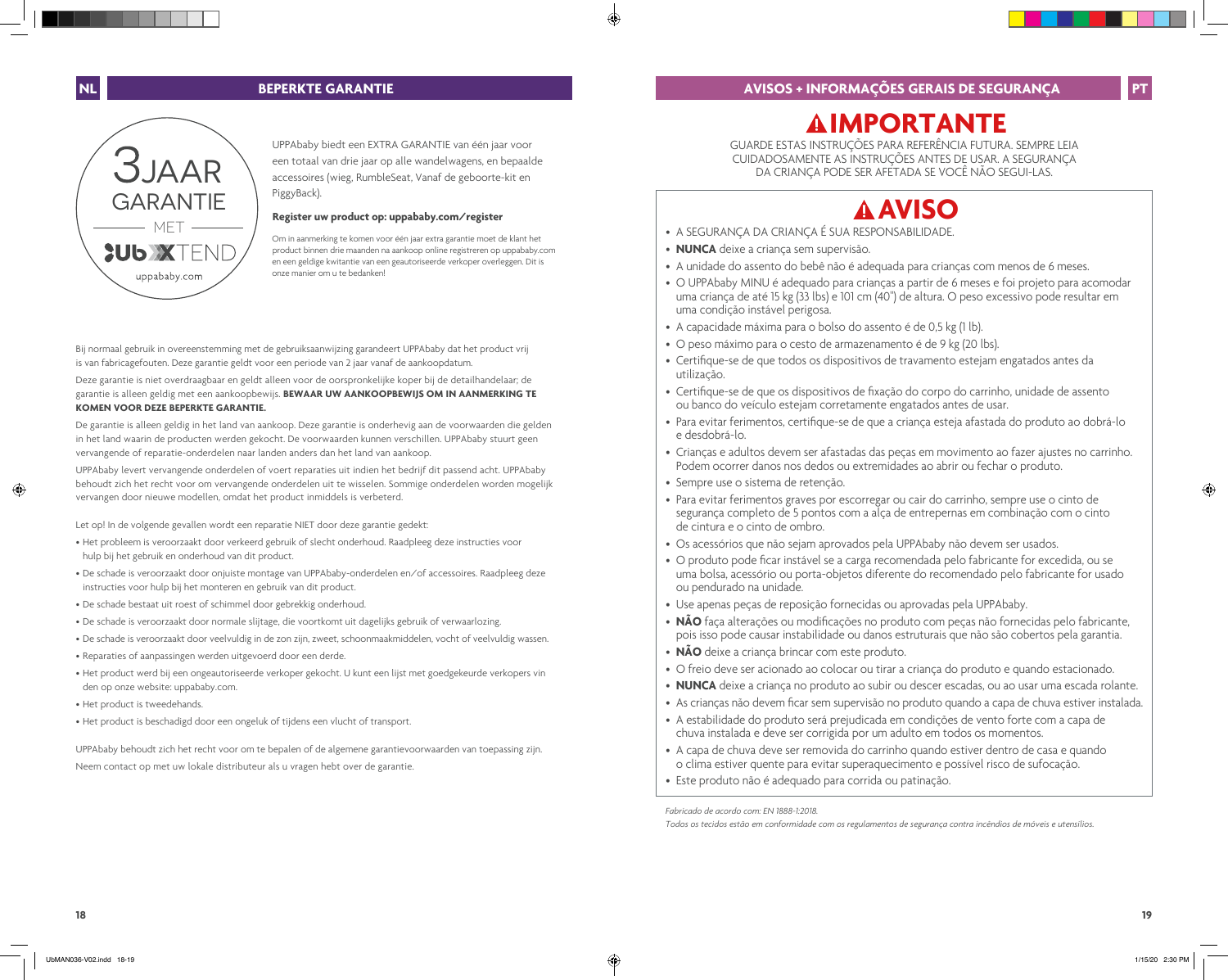## NL — BEPERKTE GARANTIE

3JAAR GARANTIE MET UBXTEND uppababy.com

UPPAbaby biedt een EXTRA GARANTIE van één jaar voor een totaal van drie jaar op alle wandelwagens, en bepaalde accessoires (wieg, RumbleSeat, Vanaf de geboorte-kit en PiggyBack).

**Registeer uw product op: uppababy.com/register**

Om in aanmerking te komen voor één jaar extra garantie moet de klant het product binnen drie maanden na aankoop online registreren op uppababy.com en een geldige kwitantie van een geautoriseerde verkoper overleggen. Dit is onze manier om u te bedanken!

Bij normaal gebruik in overeenstemming met de gebruiksaanwijzing garandeert UPPAbaby dat het product vrij is van fabricagefouten. Deze garantie geldt voor een periode van 2 jaar vanaf de aankoopdatum.

Deze garantie is niet overdraagbaar en geldt alleen voor de oorspronkelijke koper bij de detailhandelaar; de garantie is alleen geldig met een aankoopbewijs. **BEWAAR UW AANKOOPBEWIJS OM IN AANMERKING TE KOMEN VOOR DEZE BEPERKTE GARANTIE.**

De garantie is alleen geldig in het land van aankoop. Deze garantie is onderhevig aan de voorwaarden die gelden in het land waarin de producten werden gekocht. De voorwaarden kunnen verschillen. UPPAbaby stuurt geen vervangende of reparatie-onderdelen naar landen anders dan het land van aankoop.

UPPAbaby levert vervangende onderdelen of voert reparaties uit indien het bedrijf dit passend acht. UPPAbaby behoudt zich het recht voor om vervangende onderdelen uit te wisselen. Sommige onderdelen worden mogelijk vervangen door nieuwe modellen, omdat het product inmiddels is verbeterd.

Let op! In de volgende gevallen wordt een reparatie NIET door deze garantie gedekt:

- Het probleem is veroorzaakt door verkeerd gebruik of slecht onderhoud. Raadpleeg deze instructies voor hulp bij het gebruik en onderhoud van dit product.
- De schade is veroorzaakt door onjuiste montage van UPPAbaby-onderdelen en/of accessoires. Raadpleeg deze instructies voor hulp bij het monteren en gebruik van dit product.
- De schade bestaat uit roest of schimmel door gebrekkig onderhoud.
- De schade is veroorzaakt door normale slijtage, die voortkomt uit dagelijks gebruik of verwaarlozing.
- De schade is veroorzaakt door veelvuldig in de zon zijn, zweet, schoonmaakmiddelen, vocht of veelvuldig wassen.
- Reparaties of aanpassingen werden uitgevoerd door een derde.
- Het product werd bij een ongeautoriseerde verkoper gekocht. U kunt een lijst met goedgekeurde verkopers vin den op onze website: uppababy.com.
- Het product is tweedehands.
- Het product is beschadigd door een ongeluk of tijdens een vlucht of transport.

UPPAbaby behoudt zich het recht voor om te bepalen of de algemene garantievoorwaarden van toepassing zijn.

Neem contact op met uw lokale distributeur als u vragen hebt over de garantie.

## AVISOS + INFORMAÇÕES GERAIS DE SEGURANÇA — PT

# ⚠ IMPORTANTE

GUARDE ESTAS INSTRUÇÕES PARA REFERÊNCIA FUTURA. SEMPRE LEIA CUIDADOSAMENTE AS INSTRUÇÕES ANTES DE USAR. A SEGURANÇA DA CRIANÇA PODE SER AFETADA SE VOCÊ NÃO SEGUI-LAS.

# ⚠ AVISO

- A SEGURANÇA DA CRIANÇA É SUA RESPONSABILIDADE.
- **NUNCA** deixe a criança sem supervisão.
- A unidade do assento do bebê não é adequada para crianças com menos de 6 meses.
- O UPPAbaby MINU é adequado para crianças a partir de 6 meses e foi projeto para acomodar uma criança de até 15 kg (33 lbs) e 101 cm (40") de altura. O peso excessivo pode resultar em uma condição instável perigosa.
- A capacidade máxima para o bolso do assento é de 0,5 kg (1 lb).
- O peso máximo para o cesto de armazenamento é de 9 kg (20 lbs).
- Certifique-se de que todos os dispositivos de travamento estejam engatados antes da utilização.
- Certifique-se de que os dispositivos de fixação do corpo do carrinho, unidade de assento ou banco do veículo estejam corretamente engatados antes de usar.
- Para evitar ferimentos, certifique-se de que a criança esteja afastada do produto ao dobrá-lo e desdobrá-lo.
- Crianças e adultos devem ser afastadas das peças em movimento ao fazer ajustes no carrinho. Podem ocorrer danos nos dedos ou extremidades ao abrir ou fechar o produto.
- Sempre use o sistema de retenção.
- Para evitar ferimentos graves por escorregar ou cair do carrinho, sempre use o cinto de segurança completo de 5 pontos com a alça de entrepernas em combinação com o cinto de cintura e o cinto de ombro.
- Os acessórios que não sejam aprovados pela UPPAbaby não devem ser usados.
- O produto pode ficar instável se a carga recomendada pelo fabricante for excedida, ou se uma bolsa, acessório ou porta-objetos diferente do recomendado pelo fabricante for usado ou pendurado na unidade.
- Use apenas peças de reposição fornecidas ou aprovadas pela UPPAbaby.
- **NÃO** faça alterações ou modificações no produto com peças não fornecidas pelo fabricante, pois isso pode causar instabilidade ou danos estruturais que não são cobertos pela garantia.
- **NÃO** deixe a criança brincar com este produto.
- O freio deve ser acionado ao colocar ou tirar a criança do produto e quando estacionado.
- **NUNCA** deixe a criança no produto ao subir ou descer escadas, ou ao usar uma escada rolante.
- As crianças não devem ficar sem supervisão no produto quando a capa de chuva estiver instalada.
- A estabilidade do produto será prejudicada em condições de vento forte com a capa de chuva instalada e deve ser corrigida por um adulto em todos os momentos.
- A capa de chuva deve ser removida do carrinho quando estiver dentro de casa e quando o clima estiver quente para evitar superaquecimento e possível risco de sufocação.
- Este produto não é adequado para corrida ou patinação.

*Fabricado de acordo com: EN 1888-1:2018.*

*Todos os tecidos estão em conformidade com os regulamentos de segurança contra incêndios de móveis e utensílios.*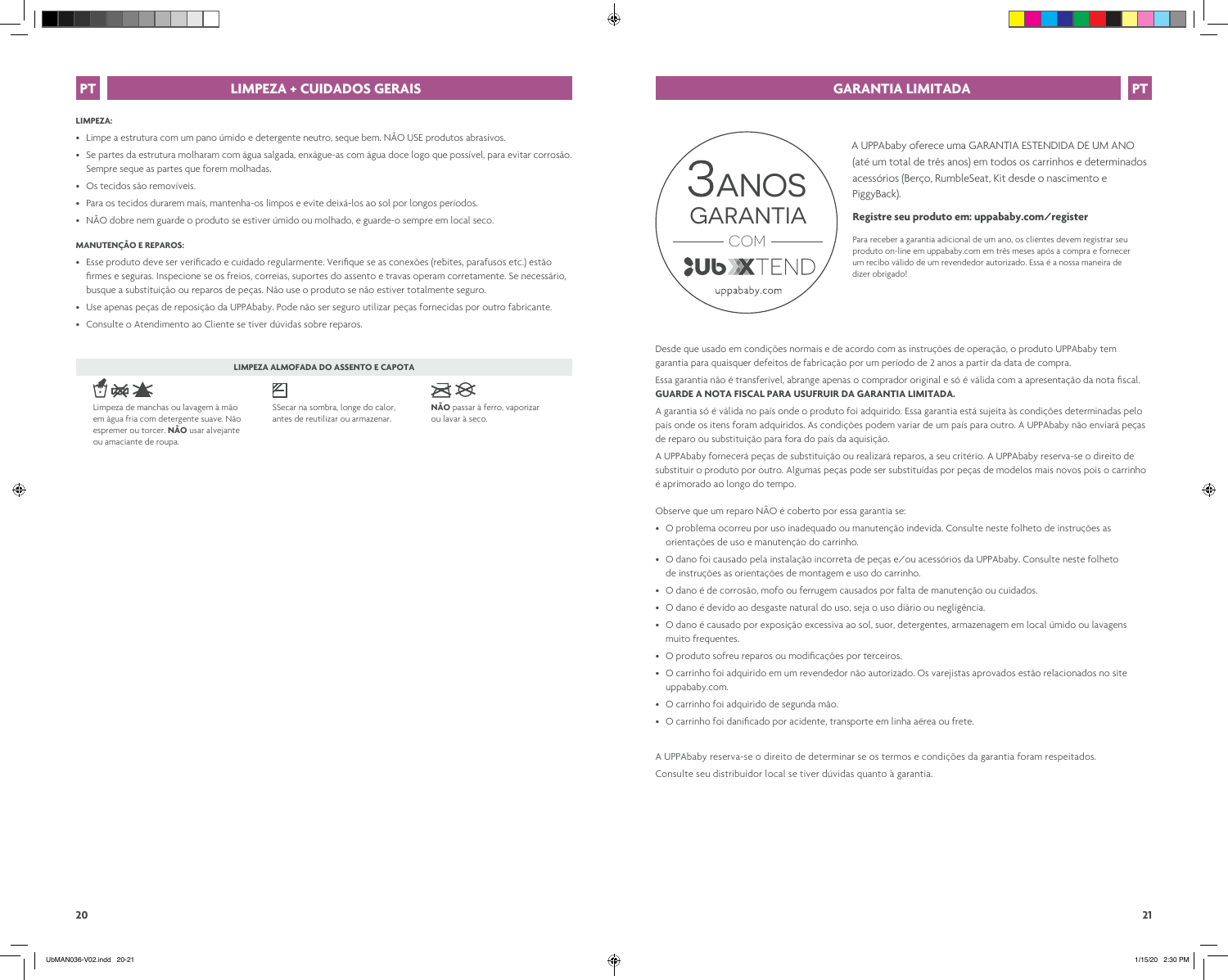## LIMPEZA + CUIDADOS GERAIS

**LIMPEZA:**

- Limpe a estrutura com um pano úmido e detergente neutro, seque bem. NÃO USE produtos abrasivos.
- Se partes da estrutura molharam com água salgada, enxágue-as com água doce logo que possível, para evitar corrosão. Sempre seque as partes que forem molhadas.
- Os tecidos são removíveis.
- Para os tecidos durarem mais, mantenha-os limpos e evite deixá-los ao sol por longos períodos.
- NÃO dobre nem guarde o produto se estiver úmido ou molhado, e guarde-o sempre em local seco.

**MANUTENÇÃO E REPAROS:**

- Esse produto deve ser verificado e cuidado regularmente. Verifique se as conexões (rebites, parafusos etc.) estão firmes e seguras. Inspecione se os freios, correias, suportes do assento e travas operam corretamente. Se necessário, busque a substituição ou reparos de peças. Não use o produto se não estiver totalmente seguro.
- Use apenas peças de reposição da UPPAbaby. Pode não ser seguro utilizar peças fornecidas por outro fabricante.
- Consulte o Atendimento ao Cliente se tiver dúvidas sobre reparos.

**LIMPEZA ALMOFADA DO ASSENTO E CAPOTA**

Limpeza de manchas ou lavagem à mão em água fria com detergente suave. Não espremer ou torcer. **NÃO** usar alvejante ou amaciante de roupa.

SSecar na sombra, longe do calor, antes de reutilizar ou armazenar.

**NÃO** passar à ferro, vaporizar ou lavar à seco.

## GARANTIA LIMITADA

3 ANOS GARANTIA COM UbXTEND uppababy.com

A UPPAbaby oferece uma GARANTIA ESTENDIDA DE UM ANO (até um total de três anos) em todos os carrinhos e determinados acessórios (Berço, RumbleSeat, Kit desde o nascimento e PiggyBack).

**Registre seu produto em: uppababy.com/register**

Para receber a garantia adicional de um ano, os clientes devem registrar seu produto on-line em uppababy.com em três meses após a compra e fornecer um recibo válido de um revendedor autorizado. Essa é a nossa maneira de dizer obrigado!

Desde que usado em condições normais e de acordo com as instruções de operação, o produto UPPAbaby tem garantia para quaisquer defeitos de fabricação por um período de 2 anos a partir da data de compra.

Essa garantia não é transferível, abrange apenas o comprador original e só é válida com a apresentação da nota fiscal. **GUARDE A NOTA FISCAL PARA USUFRUIR DA GARANTIA LIMITADA.**

A garantia só é válida no país onde o produto foi adquirido. Essa garantia está sujeita às condições determinadas pelo país onde os itens foram adquiridos. As condições podem variar de um país para outro. A UPPAbaby não enviará peças de reparo ou substituição para fora do país da aquisição.

A UPPAbaby fornecerá peças de substituição ou realizará reparos, a seu critério. A UPPAbaby reserva-se o direito de substituir o produto por outro. Algumas peças pode ser substituídas por peças de modelos mais novos pois o carrinho é aprimorado ao longo do tempo.

Observe que um reparo NÃO é coberto por essa garantia se:

- O problema ocorreu por uso inadequado ou manutenção indevida. Consulte neste folheto de instruções as orientações de uso e manutenção do carrinho.
- O dano foi causado pela instalação incorreta de peças e/ou acessórios da UPPAbaby. Consulte neste folheto de instruções as orientações de montagem e uso do carrinho.
- O dano é de corrosão, mofo ou ferrugem causados por falta de manutenção ou cuidados.
- O dano é devido ao desgaste natural do uso, seja o uso diário ou negligência.
- O dano é causado por exposição excessiva ao sol, suor, detergentes, armazenagem em local úmido ou lavagens muito frequentes.
- O produto sofreu reparos ou modificações por terceiros.
- O carrinho foi adquirido em um revendedor não autorizado. Os varejistas aprovados estão relacionados no site uppababy.com.
- O carrinho foi adquirido de segunda mão.
- O carrinho foi danificado por acidente, transporte em linha aérea ou frete.

A UPPAbaby reserva-se o direito de determinar se os termos e condições da garantia foram respeitados.

Consulte seu distribuidor local se tiver dúvidas quanto à garantia.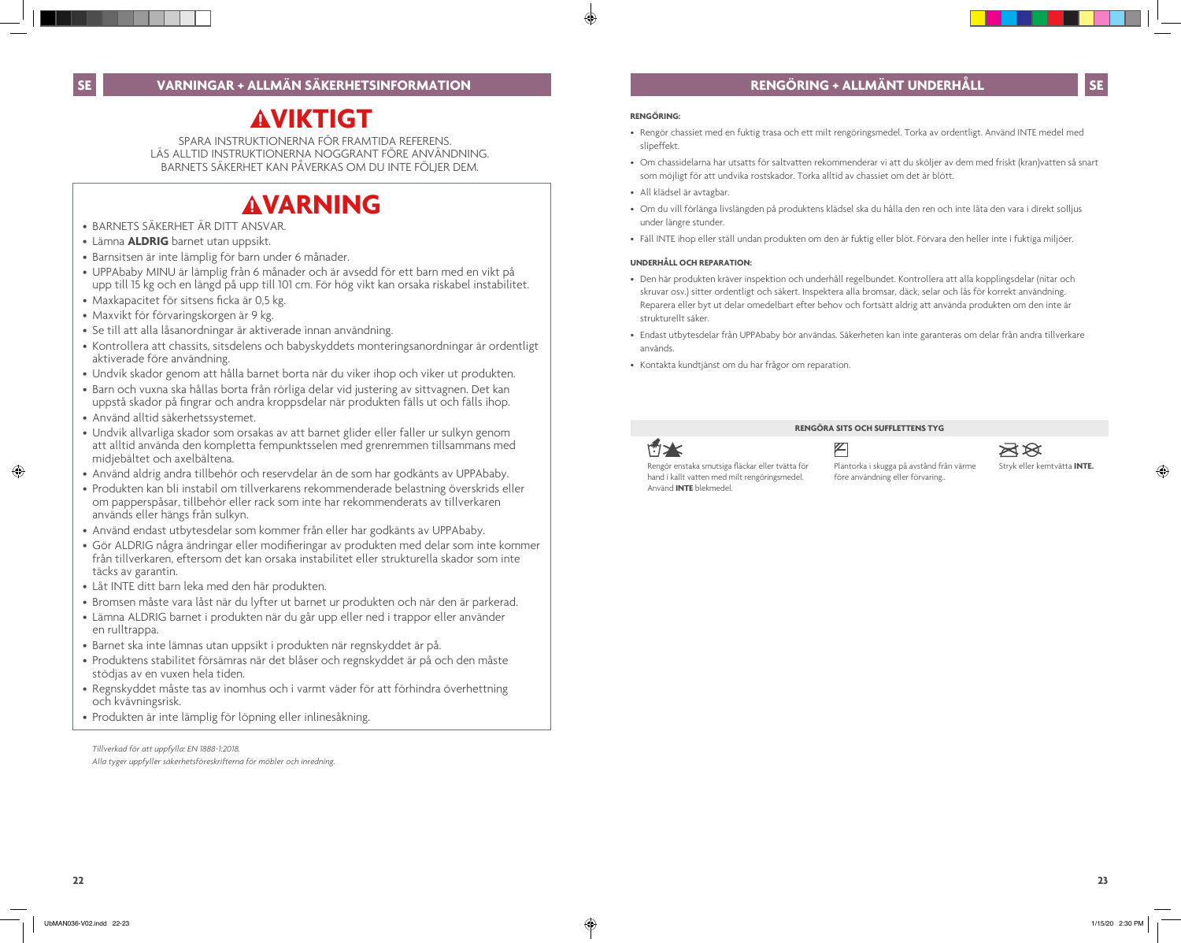## SE VARNINGAR + ALLMÄN SÄKERHETSINFORMATION

# ⚠VIKTIGT

SPARA INSTRUKTIONERNA FÖR FRAMTIDA REFERENS.
LÄS ALLTID INSTRUKTIONERNA NOGGRANT FÖRE ANVÄNDNING.
BARNETS SÄKERHET KAN PÅVERKAS OM DU INTE FÖLJER DEM.

# ⚠VARNING

- BARNETS SÄKERHET ÄR DITT ANSVAR.
- Lämna **ALDRIG** barnet utan uppsikt.
- Barnsitsen är inte lämplig för barn under 6 månader.
- UPPAbaby MINU är lämplig från 6 månader och är avsedd för ett barn med en vikt på upp till 15 kg och en längd på upp till 101 cm. För hög vikt kan orsaka riskabel instabilitet.
- Maxkapacitet för sitsens ficka är 0,5 kg.
- Maxvikt för förvaringskorgen är 9 kg.
- Se till att alla låsanordningar är aktiverade innan användning.
- Kontrollera att chassits, sitsdelens och babyskyddets monteringsanordningar är ordentligt aktiverade före användning.
- Undvik skador genom att hålla barnet borta när du viker ihop och viker ut produkten.
- Barn och vuxna ska hållas borta från rörliga delar vid justering av sittvagnen. Det kan uppstå skador på fingrar och andra kroppsdelar när produkten fälls ut och fälls ihop.
- Använd alltid säkerhetssystemet.
- Undvik allvarliga skador som orsakas av att barnet glider eller faller ur sulkyn genom att alltid använda den kompletta fempunktsselen med grenremmen tillsammans med midjebältet och axelbältena.
- Använd aldrig andra tillbehör och reservdelar än de som har godkänts av UPPAbaby.
- Produkten kan bli instabil om tillverkarens rekommenderade belastning överskrids eller om papperspåsar, tillbehör eller rack som inte har rekommenderats av tillverkaren används eller hängs från sulkyn.
- Använd endast utbytesdelar som kommer från eller har godkänts av UPPAbaby.
- Gör ALDRIG några ändringar eller modifieringar av produkten med delar som inte kommer från tillverkaren, eftersom det kan orsaka instabilitet eller strukturella skador som inte täcks av garantin.
- Låt INTE ditt barn leka med den här produkten.
- Bromsen måste vara låst när du lyfter ut barnet ur produkten och när den är parkerad.
- Lämna ALDRIG barnet i produkten när du går upp eller ned i trappor eller använder en rulltrappa.
- Barnet ska inte lämnas utan uppsikt i produkten när regnskyddet är på.
- Produktens stabilitet försämras när det blåser och regnskyddet är på och den måste stödjas av en vuxen hela tiden.
- Regnskyddet måste tas av inomhus och i varmt väder för att förhindra överhettning och kvävningsrisk.
- Produkten är inte lämplig för löpning eller inlinesåkning.

*Tillverkad för att uppfylla: EN 1888-1:2018.*
*Alla tyger uppfyller säkerhetsföreskrifterna för möbler och inredning.*

## RENGÖRING + ALLMÄNT UNDERHÅLL SE

**RENGÖRING:**

- Rengör chassiet med en fuktig trasa och ett milt rengöringsmedel. Torka av ordentligt. Använd INTE medel med slipeffekt.
- Om chassidelarna har utsatts för saltvatten rekommenderar vi att du sköljer av dem med friskt (kran)vatten så snart som möjligt för att undvika rostskador. Torka alltid av chassiet om det är blött.
- All klädsel är avtagbar.
- Om du vill förlänga livslängden på produktens klädsel ska du hålla den ren och inte låta den vara i direkt solljus under längre stunder.
- Fäll INTE ihop eller ställ undan produkten om den är fuktig eller blöt. Förvara den heller inte i fuktiga miljöer.

**UNDERHÅLL OCH REPARATION:**

- Den här produkten kräver inspektion och underhåll regelbundet. Kontrollera att alla kopplingsdelar (nitar och skruvar osv.) sitter ordentligt och säkert. Inspektera alla bromsar, däck, selar och lås för korrekt användning. Reparera eller byt ut delar omedelbart efter behov och fortsätt aldrig att använda produkten om den inte är strukturellt säker.
- Endast utbytesdelar från UPPAbaby bör användas. Säkerheten kan inte garanteras om delar från andra tillverkare används.
- Kontakta kundtjänst om du har frågor om reparation.

**RENGÖRA SITS OCH SUFFLETTENS TYG**

Rengör enstaka smutsiga fläckar eller tvätta för hand i kallt vatten med milt rengöringsmedel. Använd **INTE** blekmedel.

Plantorka i skugga på avstånd från värme före användning eller förvaring..

Stryk eller kemtvätta **INTE.**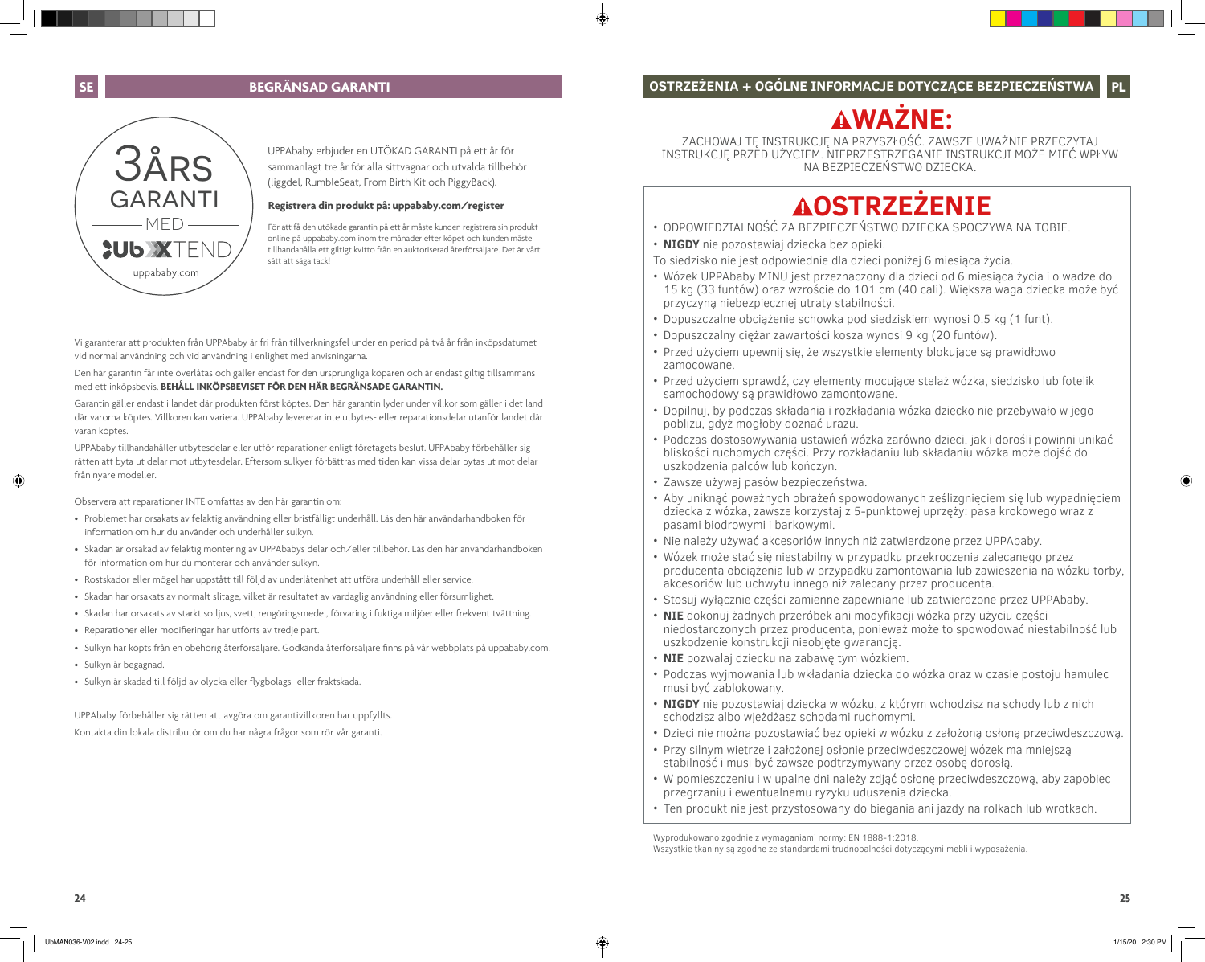## SE BEGRÄNSAD GARANTI

3ÅRS GARANTI MED UbXTEND
uppababy.com

UPPAbaby erbjuder en UTÖKAD GARANTI på ett år för sammanlagt tre år för alla sittvagnar och utvalda tillbehör (liggdel, RumbleSeat, From Birth Kit och PiggyBack).

**Registrera din produkt på: uppababy.com/register**

För att få den utökade garantin på ett år måste kunden registrera sin produkt online på uppababy.com inom tre månader efter köpet och kunden måste tillhandahålla ett giltigt kvitto från en auktoriserad återförsäljare. Det är vårt sätt att säga tack!

Vi garanterar att produkten från UPPAbaby är fri från tillverkningsfel under en period på två år från inköpsdatumet vid normal användning och vid användning i enlighet med anvisningarna.

Den här garantin får inte överlåtas och gäller endast för den ursprungliga köparen och är endast giltig tillsammans med ett inköpsbevis. **BEHÅLL INKÖPSBEVISET FÖR DEN HÄR BEGRÄNSADE GARANTIN.**

Garantin gäller endast i landet där produkten först köptes. Den här garantin lyder under villkor som gäller i det land där varorna köptes. Villkoren kan variera. UPPAbaby levererar inte utbytes- eller reparationsdelar utanför landet där varan köptes.

UPPAbaby tillhandahåller utbytesdelar eller utför reparationer enligt företagets beslut. UPPAbaby förbehåller sig rätten att byta ut delar mot utbytesdelar. Eftersom sulkyer förbättras med tiden kan vissa delar bytas ut mot delar från nyare modeller.

Observera att reparationer INTE omfattas av den här garantin om:

- Problemet har orsakats av felaktig användning eller bristfälligt underhåll. Läs den här användarhandboken för information om hur du använder och underhåller sulkyn.
- Skadan är orsakad av felaktig montering av UPPAbabys delar och/eller tillbehör. Läs den här användarhandboken för information om hur du monterar och använder sulkyn.
- Rostskador eller mögel har uppstått till följd av underlåtenhet att utföra underhåll eller service.
- Skadan har orsakats av normalt slitage, vilket är resultatet av vardaglig användning eller försumlighet.
- Skadan har orsakats av starkt solljus, svett, rengöringsmedel, förvaring i fuktiga miljöer eller frekvent tvättning.
- Reparationer eller modifieringar har utförts av tredje part.
- Sulkyn har köpts från en obehörig återförsäljare. Godkända återförsäljare finns på vår webbplats på uppababy.com.
- Sulkyn är begagnad.
- Sulkyn är skadad till följd av olycka eller flygbolags- eller fraktskada.

UPPAbaby förbehåller sig rätten att avgöra om garantivillkoren har uppfyllts.

Kontakta din lokala distributör om du har några frågor som rör vår garanti.

## OSTRZEŻENIA + OGÓLNE INFORMACJE DOTYCZĄCE BEZPIECZEŃSTWA PL

# ⚠WAŻNE:

ZACHOWAJ TĘ INSTRUKCJĘ NA PRZYSZŁOŚĆ. ZAWSZE UWAŻNIE PRZECZYTAJ INSTRUKCJĘ PRZED UŻYCIEM. NIEPRZESTRZEGANIE INSTRUKCJI MOŻE MIEĆ WPŁYW NA BEZPIECZEŃSTWO DZIECKA.

# ⚠OSTRZEŻENIE

- ODPOWIEDZIALNOŚĆ ZA BEZPIECZEŃSTWO DZIECKA SPOCZYWA NA TOBIE.
- **NIGDY** nie pozostawiaj dziecka bez opieki.

To siedzisko nie jest odpowiednie dla dzieci poniżej 6 miesiąca życia.

- Wózek UPPAbaby MINU jest przeznaczony dla dzieci od 6 miesiąca życia i o wadze do 15 kg (33 funtów) oraz wzroście do 101 cm (40 cali). Większa waga dziecka może być przyczyną niebezpiecznej utraty stabilności.
- Dopuszczalne obciążenie schowka pod siedziskiem wynosi 0.5 kg (1 funt).
- Dopuszczalny ciężar zawartości kosza wynosi 9 kg (20 funtów).
- Przed użyciem upewnij się, że wszystkie elementy blokujące są prawidłowo zamocowane.
- Przed użyciem sprawdź, czy elementy mocujące stelaż wózka, siedzisko lub fotelik samochodowy są prawidłowo zamontowane.
- Dopilnuj, by podczas składania i rozkładania wózka dziecko nie przebywało w jego pobliżu, gdyż mogłoby doznać urazu.
- Podczas dostosowywania ustawień wózka zarówno dzieci, jak i dorośli powinni unikać bliskości ruchomych części. Przy rozkładaniu lub składaniu wózka może dojść do uszkodzenia palców lub kończyn.
- Zawsze używaj pasów bezpieczeństwa.
- Aby uniknąć poważnych obrażeń spowodowanych ześlizgnięciem się lub wypadnięciem dziecka z wózka, zawsze korzystaj z 5-punktowej uprzęży: pasa krokowego wraz z pasami biodrowymi i barkowymi.
- Nie należy używać akcesoriów innych niż zatwierdzone przez UPPAbaby.
- Wózek może stać się niestabilny w przypadku przekroczenia zalecanego przez producenta obciążenia lub w przypadku zamontowania lub zawieszenia na wózku torby, akcesoriów lub uchwytu innego niż zalecany przez producenta.
- Stosuj wyłącznie części zamienne zapewniane lub zatwierdzone przez UPPAbaby.
- **NIE** dokonuj żadnych przeróbek ani modyfikacji wózka przy użyciu części niedostarczonych przez producenta, ponieważ może to spowodować niestabilność lub uszkodzenie konstrukcji nieobjęte gwarancją.
- **NIE** pozwalaj dziecku na zabawę tym wózkiem.
- Podczas wyjmowania lub wkładania dziecka do wózka oraz w czasie postoju hamulec musi być zablokowany.
- **NIGDY** nie pozostawiaj dziecka w wózku, z którym wchodzisz na schody lub z nich schodzisz albo wjeżdżasz schodami ruchomymi.
- Dzieci nie można pozostawiać bez opieki w wózku z założoną osłoną przeciwdeszczową.
- Przy silnym wietrze i założonej osłonie przeciwdeszczowej wózek ma mniejszą stabilność i musi być zawsze podtrzymywany przez osobę dorosłą.
- W pomieszczeniu i w upalne dni należy zdjąć osłonę przeciwdeszczową, aby zapobiec przegrzaniu i ewentualnemu ryzyku uduszenia dziecka.
- Ten produkt nie jest przystosowany do biegania ani jazdy na rolkach lub wrotkach.

Wyprodukowano zgodnie z wymaganiami normy: EN 1888-1:2018.
Wszystkie tkaniny są zgodne ze standardami trudnopalności dotyczącymi mebli i wyposażenia.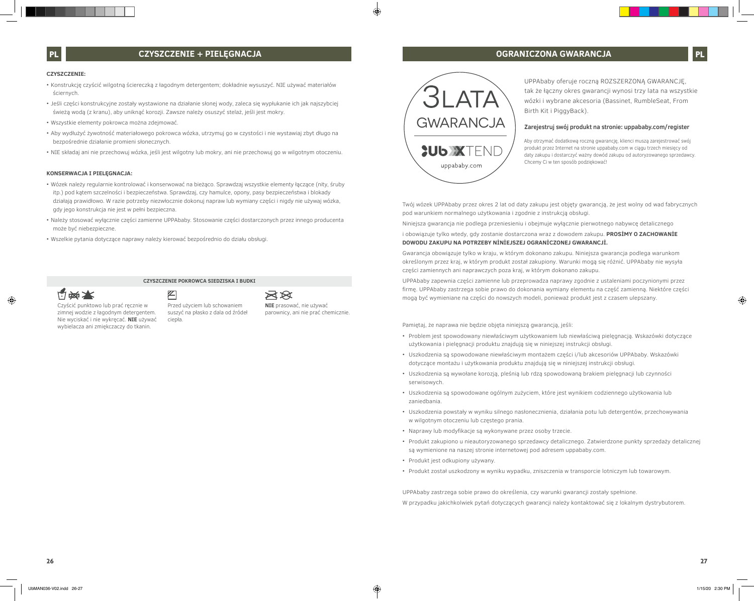## PL CZYSZCZENIE + PIELĘGNACJA

**CZYSZCZENIE:**

- Konstrukcję czyścić wilgotną ściereczką z łagodnym detergentem; dokładnie wysuszyć. NIE używać materiałów ściernych.
- Jeśli części konstrukcyjne zostały wystawione na działanie słonej wody, zaleca się wypłukanie ich jak najszybciej świeżą wodą (z kranu), aby uniknąć korozji. Zawsze należy osuszyć stelaż, jeśli jest mokry.
- Wszystkie elementy pokrowca można zdejmować.
- Aby wydłużyć żywotność materiałowego pokrowca wózka, utrzymuj go w czystości i nie wystawiaj zbyt długo na bezpośrednie działanie promieni słonecznych.
- NIE składaj ani nie przechowuj wózka, jeśli jest wilgotny lub mokry, ani nie przechowuj go w wilgotnym otoczeniu.

**KONSERWACJA I PIELĘGNACJA:**

- Wózek należy regularnie kontrolować i konserwować na bieżąco. Sprawdzaj wszystkie elementy łączące (nity, śruby itp.) pod kątem szczelności i bezpieczeństwa. Sprawdzaj, czy hamulce, opony, pasy bezpieczeństwa i blokady działają prawidłowo. W razie potrzeby niezwłocznie dokonuj napraw lub wymiany części i nigdy nie używaj wózka, gdy jego konstrukcja nie jest w pełni bezpieczna.
- Należy stosować wyłącznie części zamienne UPPAbaby. Stosowanie części dostarczonych przez innego producenta może być niebezpieczne.
- Wszelkie pytania dotyczące naprawy należy kierować bezpośrednio do działu obsługi.

**CZYSZCZENIE POKROWCA SIEDZISKA I BUDKI**

Czyścić punktowo lub prać ręcznie w zimnej wodzie z łagodnym detergentem. Nie wyciskać i nie wykręcać. **NIE** używać wybielacza ani zmiękczaczy do tkanin.

Przed użyciem lub schowaniem suszyć na płasko z dala od źródeł ciepła.

**NIE** prasować, nie używać parownicy, ani nie prać chemicznie.

## OGRANICZONA GWARANCJA PL

3LATA GWARANCJA

UbXTEND

uppababy.com

UPPAbaby oferuje roczną ROZSZERZONĄ GWARANCJĘ, tak że łączny okres gwarancji wynosi trzy lata na wszystkie wózki i wybrane akcesoria (Bassinet, RumbleSeat, From Birth Kit i PiggyBack).

**Zarejestruj swój produkt na stronie: uppababy.com/register**

Aby otrzymać dodatkową roczną gwarancję, klienci muszą zarejestrować swój produkt przez Internet na stronie uppababy.com w ciągu trzech miesięcy od daty zakupu i dostarczyć ważny dowód zakupu od autoryzowanego sprzedawcy. Chcemy Ci w ten sposób podziękować!

Twój wózek UPPAbaby przez okres 2 lat od daty zakupu jest objęty gwarancją, że jest wolny od wad fabrycznych pod warunkiem normalnego użytkowania i zgodnie z instrukcją obsługi.

Niniejsza gwarancja nie podlega przeniesieniu i obejmuje wyłącznie pierwotnego nabywcę detalicznego i obowiązuje tylko wtedy, gdy zostanie dostarczona wraz z dowodem zakupu. **PROSİMY O ZACHOWANİE DOWODU ZAKUPU NA POTRZEBY NİNİEJSZEJ OGRANİCZONEJ GWARANCJİ.**

Gwarancja obowiązuje tylko w kraju, w którym dokonano zakupu. Niniejsza gwarancja podlega warunkom określonym przez kraj, w którym produkt został zakupiony. Warunki mogą się różnić. UPPAbaby nie wysyła części zamiennych ani naprawczych poza kraj, w którym dokonano zakupu.

UPPAbaby zapewnia części zamienne lub przeprowadza naprawy zgodnie z ustaleniami poczynionymi przez firmę. UPPAbaby zastrzega sobie prawo do dokonania wymiany elementu na część zamienną. Niektóre części mogą być wymieniane na części do nowszych modeli, ponieważ produkt jest z czasem ulepszany.

Pamiętaj, że naprawa nie będzie objęta niniejszą gwarancją, jeśli:

- Problem jest spowodowany niewłaściwym użytkowaniem lub niewłaściwą pielęgnacją. Wskazówki dotyczące użytkowania i pielęgnacji produktu znajdują się w niniejszej instrukcji obsługi.
- Uszkodzenia są spowodowane niewłaściwym montażem części i/lub akcesoriów UPPAbaby. Wskazówki dotyczące montażu i użytkowania produktu znajdują się w niniejszej instrukcji obsługi.
- Uszkodzenia są wywołane korozją, pleśnią lub rdzą spowodowaną brakiem pielęgnacji lub czynności serwisowych.
- Uszkodzenia są spowodowane ogólnym zużyciem, które jest wynikiem codziennego użytkowania lub zaniedbania.
- Uszkodzenia powstały w wyniku silnego nasłonecznienia, działania potu lub detergentów, przechowywania w wilgotnym otoczeniu lub częstego prania.
- Naprawy lub modyfikacje są wykonywane przez osoby trzecie.
- Produkt zakupiono u nieautoryzowanego sprzedawcy detalicznego. Zatwierdzone punkty sprzedaży detalicznej są wymienione na naszej stronie internetowej pod adresem uppababy.com.
- Produkt jest odkupiony używany.
- Produkt został uszkodzony w wyniku wypadku, zniszczenia w transporcie lotniczym lub towarowym.

UPPAbaby zastrzega sobie prawo do określenia, czy warunki gwarancji zostały spełnione.

W przypadku jakichkolwiek pytań dotyczących gwarancji należy kontaktować się z lokalnym dystrybutorem.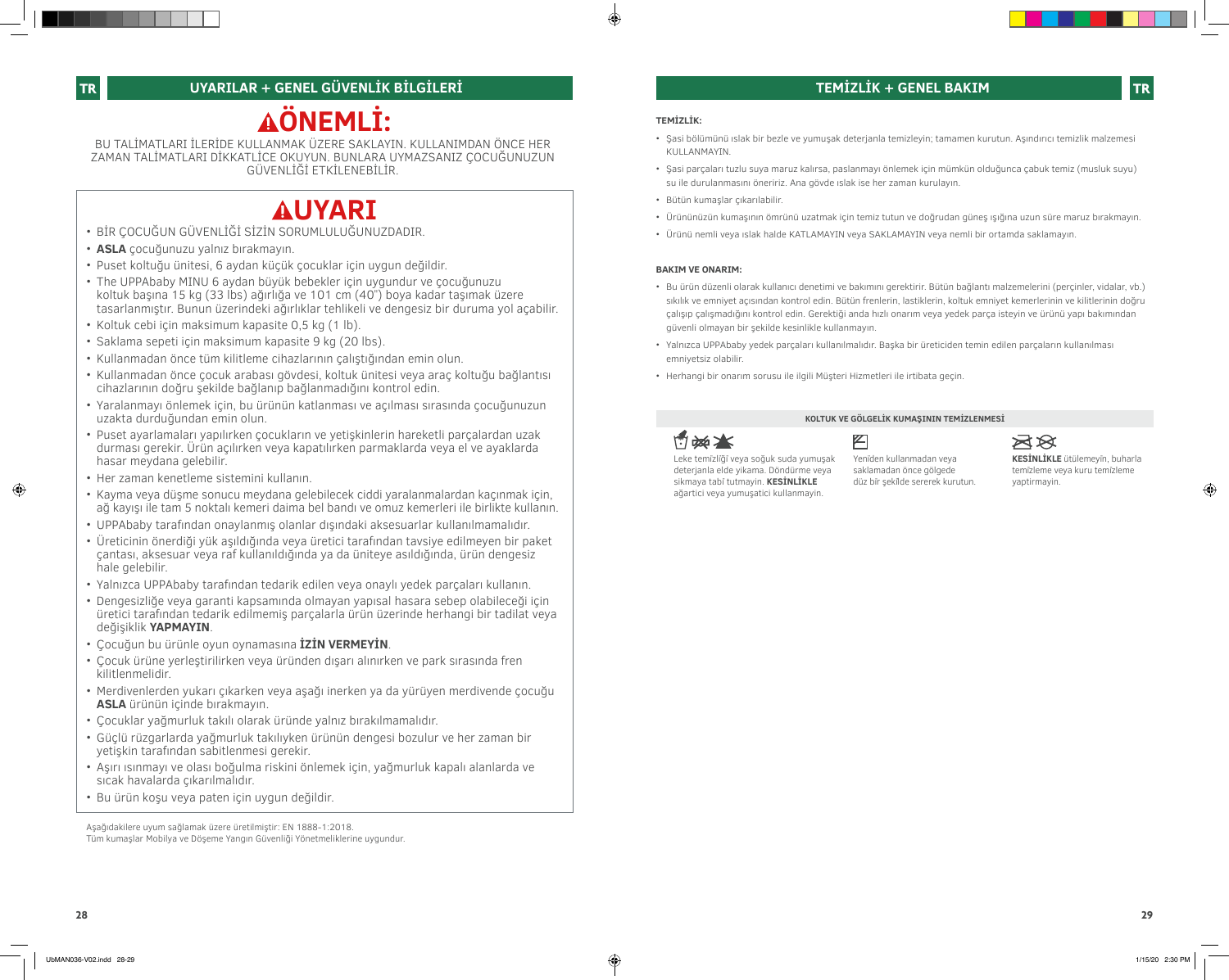## UYARILAR + GENEL GÜVENLİK BİLGİLERİ

# ⚠ÖNEMLİ:

BU TALİMATLARI İLERİDE KULLANMAK ÜZERE SAKLAYIN. KULLANIMDAN ÖNCE HER ZAMAN TALİMATLARI DİKKATLİCE OKUYUN. BUNLARA UYMAZSANIZ ÇOCUĞUNUZUN GÜVENLİĞİ ETKİLENEBİLİR.

# ⚠UYARI

- BİR ÇOCUĞUN GÜVENLİĞİ SİZİN SORUMLULUĞUNUZDADIR.
- **ASLA** çocuğunuzu yalnız bırakmayın.
- Puset koltuğu ünitesi, 6 aydan küçük çocuklar için uygun değildir.
- The UPPAbaby MINU 6 aydan büyük bebekler için uygundur ve çocuğunuzu koltuk başına 15 kg (33 lbs) ağırlığa ve 101 cm (40") boya kadar taşımak üzere tasarlanmıştır. Bunun üzerindeki ağırlıklar tehlikeli ve dengesiz bir duruma yol açabilir.
- Koltuk cebi için maksimum kapasite 0,5 kg (1 lb).
- Saklama sepeti için maksimum kapasite 9 kg (20 lbs).
- Kullanmadan önce tüm kilitleme cihazlarının çalıştığından emin olun.
- Kullanmadan önce çocuk arabası gövdesi, koltuk ünitesi veya araç koltuğu bağlantısı cihazlarının doğru şekilde bağlanıp bağlanmadığını kontrol edin.
- Yaralanmayı önlemek için, bu ürünün katlanması ve açılması sırasında çocuğunuzun uzakta durduğundan emin olun.
- Puset ayarlamaları yapılırken çocukların ve yetişkinlerin hareketli parçalardan uzak durması gerekir. Ürün açılırken veya kapatılırken parmaklarda veya el ve ayaklarda hasar meydana gelebilir.
- Her zaman kenetleme sistemini kullanın.
- Kayma veya düşme sonucu meydana gelebilecek ciddi yaralanmalardan kaçınmak için, ağ kayışı ile tam 5 noktalı kemeri daima bel bandı ve omuz kemerleri ile birlikte kullanın.
- UPPAbaby tarafından onaylanmış olanlar dışındaki aksesuarlar kullanılmamalıdır.
- Üreticinin önerdiği yük aşıldığında veya üretici tarafından tavsiye edilmeyen bir paket çantası, aksesuar veya raf kullanıldığında ya da üniteye asıldığında, ürün dengesiz hale gelebilir.
- Yalnızca UPPAbaby tarafından tedarik edilen veya onaylı yedek parçaları kullanın.
- Dengesizliğe veya garanti kapsamında olmayan yapısal hasara sebep olabileceği için üretici tarafından tedarik edilmemiş parçalarla ürün üzerinde herhangi bir tadilat veya değişiklik **YAPMAYIN**.
- Çocuğun bu ürünle oyun oynamasına **İZİN VERMEYİN**.
- Çocuk ürüne yerleştirilirken veya üründen dışarı alınırken ve park sırasında fren kilitlenmelidir.
- Merdivenlerden yukarı çıkarken veya aşağı inerken ya da yürüyen merdivende çocuğu **ASLA** ürünün içinde bırakmayın.
- Çocuklar yağmurluk takılı olarak üründe yalnız bırakılmamalıdır.
- Güçlü rüzgarlarda yağmurluk takılıyken ürünün dengesi bozulur ve her zaman bir yetişkin tarafından sabitlenmesi gerekir.
- Aşırı ısınmayı ve olası boğulma riskini önlemek için, yağmurluk kapalı alanlarda ve sıcak havalarda çıkarılmalıdır.
- Bu ürün koşu veya paten için uygun değildir.

Aşağıdakilere uyum sağlamak üzere üretilmiştir: EN 1888-1:2018.
Tüm kumaşlar Mobilya ve Döşeme Yangın Güvenliği Yönetmeliklerine uygundur.

## TEMİZLİK + GENEL BAKIM

**TEMİZLİK:**

- Şasi bölümünü ıslak bir bezle ve yumuşak deterjanla temizleyin; tamamen kurutun. Aşındırıcı temizlik malzemesi KULLANMAYIN.
- Şasi parçaları tuzlu suya maruz kalırsa, paslanmayı önlemek için mümkün olduğunca çabuk temiz (musluk suyu) su ile durulanmasını öneririz. Ana gövde ıslak ise her zaman kurulayın.
- Bütün kumaşlar çıkarılabilir.
- Ürününüzün kumaşının ömrünü uzatmak için temiz tutun ve doğrudan güneş ışığına uzun süre maruz bırakmayın.
- Ürünü nemli veya ıslak halde KATLAMAYIN veya SAKLAMAYIN veya nemli bir ortamda saklamayın.

**BAKIM VE ONARIM:**

- Bu ürün düzenli olarak kullanıcı denetimi ve bakımını gerektirir. Bütün bağlantı malzemelerini (perçinler, vidalar, vb.) sıkılık ve emniyet açısından kontrol edin. Bütün frenlerin, lastiklerin, koltuk emniyet kemerlerinin ve kilitlerinin doğru çalışıp çalışmadığını kontrol edin. Gerektiği anda hızlı onarım veya yedek parça isteyin ve ürünü yapı bakımından güvenli olmayan bir şekilde kesinlikle kullanmayın.
- Yalnızca UPPAbaby yedek parçaları kullanılmalıdır. Başka bir üreticiden temin edilen parçaların kullanılması emniyetsiz olabilir.
- Herhangi bir onarım sorusu ile ilgili Müşteri Hizmetleri ile irtibata geçin.

**KOLTUK VE GÖLGELİK KUMAŞININ TEMİZLENMESİ**

Leke temizliği veya soğuk suda yumuşak deterjanla elde yıkama. Döndürme veya sıkmaya tabi tutmayın. **KESİNLİKLE** ağartıcı veya yumuşatıcı kullanmayın.

Yeniden kullanmadan veya saklamadan önce gölgede düz bir şekilde sererek kurutun.

**KESİNLİKLE** ütülemeyin, buharla temizleme veya kuru temizleme yaptırmayın.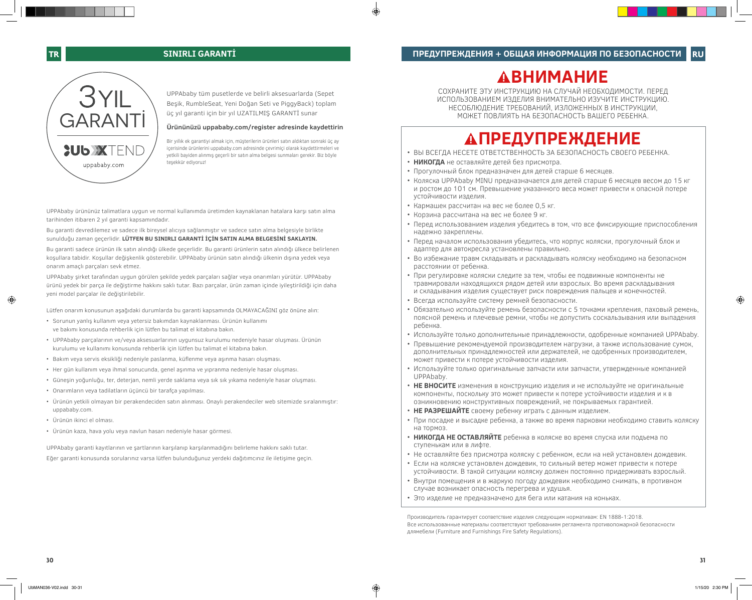## TR SINIRLI GARANTİ

3 YIL GARANTİ

UbXTEND

uppababy.com

UPPAbaby tüm pusetlerde ve belirli aksesuarlarda (Sepet Beşik, RumbleSeat, Yeni Doğan Seti ve PiggyBack) toplam üç yıl garanti için bir yıl UZATILMIŞ GARANTİ sunar

**Ürününüzü uppababy.com/register adresinde kaydettirin**

Bir yıllık ek garantiyi almak için, müşterilerin ürünleri satın aldıktan sonraki üç ay içerisinde ürünlerini uppababy.com adresinde çevrimiçi olarak kaydettirmeleri ve yetkili bayiden alınmış geçerli bir satın alma belgesi sunmaları gerekir. Biz böyle teşekkür ediyoruz!

UPPAbaby ürününüz talimatlara uygun ve normal kullanımda üretimden kaynaklanan hatalara karşı satın alma tarihinden itibaren 2 yıl garanti kapsamındadır.

Bu garanti devredilemez ve sadece ilk bireysel alıcıya sağlanmıştır ve sadece satın alma belgesiyle birlikte sunulduğu zaman geçerlidir. **LÜTFEN BU SINIRLI GARANTİ İÇİN SATIN ALMA BELGESİNİ SAKLAYIN.**

Bu garanti sadece ürünün ilk satın alındığı ülkede geçerlidir. Bu garanti ürünlerin satın alındığı ülkece belirlenen koşullara tabidir. Koşullar değişkenlik gösterebilir. UPPAbaby ürünün satın alındığı ülkenin dışına yedek veya onarım amaçlı parçaları sevk etmez.

UPPAbaby şirket tarafından uygun görülen şekilde yedek parçaları sağlar veya onarımları yürütür. UPPAbaby ürünü yedek bir parça ile değiştirme hakkını saklı tutar. Bazı parçalar, ürün zaman içinde iyileştirildiği için daha yeni model parçalar ile değiştirilebilir.

Lütfen onarım konusunun aşağıdaki durumlarda bu garanti kapsamında OLMAYACAĞINI göz önüne alın:

- Sorunun yanlış kullanım veya yetersiz bakımdan kaynaklanması. Ürünün kullanımı ve bakımı konusunda rehberlik için lütfen bu talimat el kitabına bakın.
- UPPAbaby parçalarının ve/veya aksesuarlarının uygunsuz kurulumu nedeniyle hasar oluşması. Ürünün kurulumu ve kullanımı konusunda rehberlik için lütfen bu talimat el kitabına bakın.
- Bakım veya servis eksikliği nedeniyle paslanma, küflenme veya aşınma hasarı oluşması.
- Her gün kullanım veya ihmal sonucunda, genel aşınma ve yıpranma nedeniyle hasar oluşması.
- Güneşin yoğunluğu, ter, deterjan, nemli yerde saklama veya sık sık yıkama nedeniyle hasar oluşması.
- Onarımların veya tadilatların üçüncü bir tarafça yapılması.
- Ürünün yetkili olmayan bir perakendeciden satın alınması. Onaylı perakendeciler web sitemizde sıralanmıştır: uppababy.com.
- Ürünün ikinci el olması.
- Ürünün kaza, hava yolu veya navlun hasarı nedeniyle hasar görmesi.

UPPAbaby garanti kayıtlarının ve şartlarının karşılanıp karşılanmadığını belirleme hakkını saklı tutar.

Eğer garanti konusunda sorularınız varsa lütfen bulunduğunuz yerdeki dağıtımcınız ile iletişime geçin.

## ПРЕДУПРЕЖДЕНИЯ + ОБЩАЯ ИНФОРМАЦИЯ ПО БЕЗОПАСНОСТИ RU

# ⚠ВНИМАНИЕ

СОХРАНИТЕ ЭТУ ИНСТРУКЦИЮ НА СЛУЧАЙ НЕОБХОДИМОСТИ. ПЕРЕД ИСПОЛЬЗОВАНИЕМ ИЗДЕЛИЯ ВНИМАТЕЛЬНО ИЗУЧИТЕ ИНСТРУКЦИЮ. НЕСОБЛЮДЕНИЕ ТРЕБОВАНИЙ, ИЗЛОЖЕННЫХ В ИНСТРУКЦИИ, МОЖЕТ ПОВЛИЯТЬ НА БЕЗОПАСНОСТЬ ВАШЕГО РЕБЕНКА.

# ⚠ПРЕДУПРЕЖДЕНИЕ

- ВЫ ВСЕГДА НЕСЕТЕ ОТВЕТСТВЕННОСТЬ ЗА БЕЗОПАСНОСТЬ СВОЕГО РЕБЕНКА.
- **НИКОГДА** не оставляйте детей без присмотра.
- Прогулочный блок предназначен для детей старше 6 месяцев.
- Коляска UPPAbaby MINU предназначается для детей старше 6 месяцев весом до 15 кг и ростом до 101 см. Превышение указанного веса может привести к опасной потере устойчивости изделия.
- Кармашек рассчитан на вес не более 0,5 кг.
- Корзина рассчитана на вес не более 9 кг.
- Перед использованием изделия убедитесь в том, что все фиксирующие приспособления надежно закреплены.
- Перед началом использования убедитесь, что корпус коляски, прогулочный блок и адаптер для автокресла установлены правильно.
- Во избежание травм складывать и раскладывать коляску необходимо на безопасном расстоянии от ребенка.
- При регулировке коляски следите за тем, чтобы ее подвижные компоненты не травмировали находящихся рядом детей или взрослых. Во время раскладывания и складывания изделия существует риск повреждения пальцев и конечностей.
- Всегда используйте систему ремней безопасности.
- Обязательно используйте ремень безопасности с 5 точками крепления, паховый ремень, поясной ремень и плечевые ремни, чтобы не допустить соскальзывания или выпадения ребенка.
- Используйте только дополнительные принадлежности, одобренные компанией UPPAbaby.
- Превышение рекомендуемой производителем нагрузки, а также использование сумок, дополнительных принадлежностей или держателей, не одобренных производителем, может привести к потере устойчивости изделия.
- Используйте только оригинальные запчасти или запчасти, утвержденные компанией UPPAbaby.
- **НЕ ВНОСИТЕ** изменения в конструкцию изделия и не используйте не оригинальные компоненты, поскольку это может привести к потере устойчивости изделия и к в озникновению конструктивных повреждений, не покрываемых гарантией.
- **НЕ РАЗРЕШАЙТЕ** своему ребенку играть с данным изделием.
- При посадке и высадке ребенка, а также во время парковки необходимо ставить коляску на тормоз.
- **НИКОГДА НЕ ОСТАВЛЯЙТЕ** ребенка в коляске во время спуска или подъема по ступенькам или в лифте.
- Не оставляйте без присмотра коляску с ребенком, если на ней установлен дождевик.
- Если на коляске установлен дождевик, то сильный ветер может привести к потере устойчивости. В такой ситуации коляску должен постоянно придерживать взрослый.
- Внутри помещения и в жаркую погоду дождевик необходимо снимать, в противном случае возникает опасность перегрева и удушья.
- Это изделие не предназначено для бега или катания на коньках.

Производитель гарантирует соответствие изделия следующим нормативам: EN 1888-1:2018.
Все использованные материалы соответствуют требованиям регламента противопожарной безопасности длямебели (Furniture and Furnishings Fire Safety Regulations).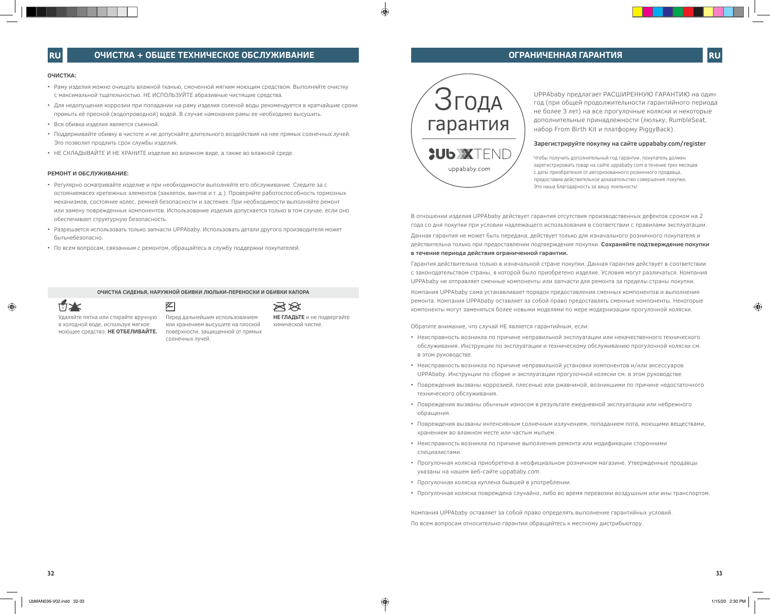## ОЧИСТКА + ОБЩЕЕ ТЕХНИЧЕСКОЕ ОБСЛУЖИВАНИЕ

**ОЧИСТКА:**

- Раму изделия можно очищать влажной тканью, смоченной мягким моющим средством. Выполняйте очистку с максимальной тщательностью. НЕ ИСПОЛЬЗУЙТЕ абразивные чистящие средства.
- Для недопущения коррозии при попадании на раму изделия соленой воды рекомендуется в кратчайшие сроки промыть её пресной (водопроводной) водой. В случае намокания рамы ее необходимо высушить.
- Вся обивка изделия является съемной.
- Поддерживайте обивку в чистоте и не допускайте длительного воздействия на нее прямых солнечных лучей. Это позволит продлить срок службы изделия.
- НЕ СКЛАДЫВАЙТЕ И НЕ ХРАНИТЕ изделие во влажном виде, а также во влажной среде.

**РЕМОНТ И ОБСЛУЖИВАНИЕ:**

- Регулярно осматривайте изделие и при необходимости выполняйте его обслуживание. Следите за с остояниемвсех крепежных элементов (заклепок, винтов и т. д.). Проверяйте работоспособность тормозных механизмов, состояние колес, ремней безопасности и застежек. При необходимости выполняйте ремонт или замену поврежденных компонентов. Использование изделия допускается только в том случае, если оно обеспечивает структурную безопасность.
- Разрешается использовать только запчасти UPPAbaby. Использовать детали другого производителя может бытьнебезопасно.
- По всем вопросам, связанным с ремонтом, обращайтесь в службу поддержки покупателей.

**ОЧИСТКА СИДЕНЬЯ, НАРУЖНОЙ ОБИВКИ ЛЮЛЬКИ-ПЕРЕНОСКИ И ОБИВКИ КАПОРА**

Удаляйте пятна или стирайте вручную в холодной воде, используя мягкое моющее средство. **НЕ ОТБЕЛИВАЙТЕ.**

Перед дальнейшим использованием или хранением высушите на плоской поверхности, защищенной от прямых солнечных лучей.

**НЕ ГЛАДЬТЕ** и не подвергайте химической чистке.

## ОГРАНИЧЕННАЯ ГАРАНТИЯ

3 года гарантия

UB XTEND

uppababy.com

UPPAbaby предлагает РАСШИРЕННУЮ ГАРАНТИЮ на один год (при общей продолжительности гарантийного периода не более 3 лет) на все прогулочные коляски и некоторые дополнительные принадлежности (люльку, RumbleSeat, набор From Birth Kit и платформу PiggyBack).

**Зарегистрируйте покупку на сайте uppababy.com/register**

Чтобы получить дополнительный год гарантии, покупатель должен зарегистрировать товар на сайте uppababy.com в течение трех месяцев с даты приобретения от авторизованного розничного продавца, предоставив действительное доказательство совершения покупки. Это наша благодарность за вашу лояльность!

В отношении изделия UPPAbaby действует гарантия отсутствия производственных дефектов сроком на 2 года со дня покупки при условии надлежащего использования в соответствии с правилами эксплуатации.

Данная гарантия не может быть передана, действует только для изначального розничного покупателя и действительна только при предоставлении подтверждения покупки. **Сохраняйте подтверждение покупки в течение периода действия ограниченной гарантии.**

Гарантия действительна только в изначальной стране покупки. Данная гарантия действует в соответствии с законодательством страны, в которой было приобретено изделие. Условия могут различаться. Компания UPPAbaby не отправляет сменные компоненты или запчасти для ремонта за пределы страны покупки.

Компания UPPAbaby сама устанавливает порядок предоставления сменных компонентов и выполнения ремонта. Компания UPPAbaby оставляет за собой право предоставлять сменные компоненты. Некоторые компоненты могут заменяться более новыми моделями по мере модернизации прогулочной коляски.

Обратите внимание, что случай НЕ является гарантийным, если:

- Неисправность возникла по причине неправильной эксплуатации или некачественного технического обслуживания. Инструкции по эксплуатации и техническому обслуживанию прогулочной коляски см. в этом руководстве.
- Неисправность возникла по причине неправильной установки компонентов и/или аксессуаров UPPAbaby. Инструкции по сборке и эксплуатации прогулочной коляски см. в этом руководстве.
- Повреждения вызваны коррозией, плесенью или ржавчиной, возникшими по причине недостаточного технического обслуживания.
- Повреждения вызваны обычным износом в результате ежедневной эксплуатации или небрежного обращения.
- Повреждения вызваны интенсивным солнечным излучением, попаданием пота, моющими веществами, хранением во влажном месте или частым мытьем.
- Неисправность возникла по причине выполнения ремонта или модификации сторонними специалистами.
- Прогулочная коляска приобретена в неофициальном розничном магазине. Утвержденные продавцы указаны на нашем веб-сайте uppababy.com.
- Прогулочная коляска куплена бывшей в употреблении.
- Прогулочная коляска повреждена случайно, либо во время перевозки воздушным или ины транспортом.

Компания UPPAbaby оставляет за собой право определять выполнение гарантийных условий.

По всем вопросам относительно гарантии обращайтесь к местному дистрибьютору.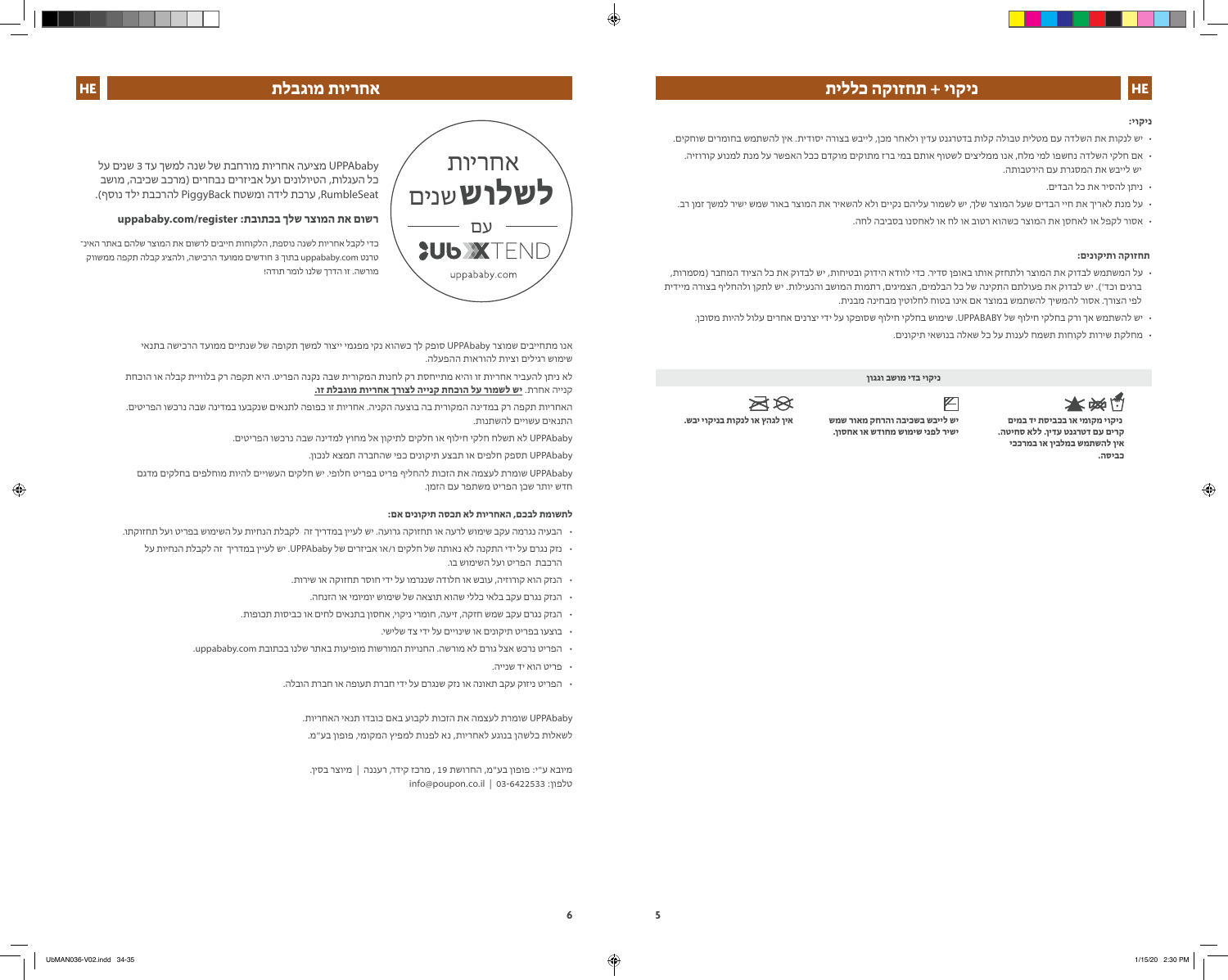# ניקוי + תחזוקה כללית

**ניקוי:**

- יש לנקות את השלדה עם מטלית טבולה קלות בדטרגנט עדין ולאחר מכן, לייבש בצורה יסודית. אין להשתמש בחומרים שוחקים.
- אם חלקי השלדה נחשפו למי מלח, אנו ממליצים לשטוף אותם במי ברז מתוקים מוקדם ככל האפשר על מנת למנוע קורוזיה. יש לייבש את המסגרת עם הירטבותה.
- ניתן להסיר את כל הבדים.
- על מנת לאריך את חיי הבדים שעל המוצר שלך, יש לשמור עליהם נקיים ולא להשאיר את המוצר באור שמש ישיר למשך זמן רב.
- אסור לקפל או לאחסן את המוצר כשהוא רטוב או לח או לאחסנו בסביבה לחה.

**תחזוקה ותיקונים:**

- על המשתמש לבדוק את המוצר ולתחזק אותו באופן סדיר. כדי לוודא הידוק ובטיחות, יש לבדוק את כל הציוד המחבר (מסמרות, ברגים וכד'). יש לבדוק את פעולתם התקינה של כל הבלמים, הצמיגים, רתמות המושב והנעילות. יש לתקן ולהחליף בצורה מיידית לפי הצורך. אסור להמשיך להשתמש במוצר אם אינו בטוח לחלוטין מבחינה מבנית.
- יש להשתמש אך ורק בחלקי חילוף של UPPABABY. שימוש בחלקי חילוף שסופקו על ידי יצרנים אחרים עלול להיות מסוכן.
- מחלקת שירות לקוחות תשמח לענות על כל שאלה בנושאי תיקונים.

**ניקוי בדי מושב וגגון**

| ניקוי מקומי או בכביסת יד במים קרים עם דטרגנט עדין. ללא סחיטה. אין להשתמש במלבין או במרכבי כביסה. | יש לייבש בשכיבה והרחק מאור שמש ישיר לפני שימוש מחודש או אחסון. | אין לגהץ או לנקות בניקוי יבש. |
|---|---|---|

# אחריות מוגבלת

אחריות **לשלוש** שנים עם UbXTEND uppababy.com

UPPAbaby מציעה אחריות מורחבת של שנה למשך עד 3 שנים על כל העגלות, הטיולונים ועל אביזרים נבחרים (מרכב שכיבה, מושב RumbleSeat, ערכת לידה ומשטח PiggyBack להרכבת ילד נוסף).

**רשום את המוצר שלך בכתובת: uppababy.com/register**

כדי לקבל אחריות לשנה נוספת, הלקוחות חייבים לרשום את המוצר שלהם באתר האינ־טרנט uppababy.com בתוך 3 חודשים ממועד הרכישה, ולהציג קבלה תקפה ממשווק מורשה. זו הדרך שלנו לומר תודה!

אנו מתחייבים שמוצר UPPAbaby סופק לך כשהוא נקי מפגמי ייצור למשך תקופה של שנתיים ממועד הרכישה בתנאי שימוש רגילים וצית להוראות ההפעלה.

לא ניתן להעביר אחריות זו והיא מתייחסת רק לחנות המקורית שבה נקנה הפריט. היא תקפה רק בלוויית קבלה או הוכחת קנייה אחרת. **יש לשמור על הוכחת קנייה לצורך אחריות מוגבלת זו.**

האחריות תקפה רק במדינה המקורית בה בוצעה הקנייה. אחריות זו כפופה לתנאים שנקבעו במדינה שבה נרכשו הפריטים. התנאים עשויים להשתנות.

UPPAbaby לא תשלח חלקי חילוף או חלקים לתיקון אל מחוץ למדינה שבה נרכשו הפריטים.

UPPAbaby תספק חלפים או תבצע תיקונים כפי שהחברה תמצא לנכון.

UPPAbaby שומרת לעצמה את הזכות להחליף פריט בפריט חלופי. יש חלקים העשויים להיות מוחלפים בחלקים מדגם חדש יותר שכן הפריט משתפר עם הזמן.

**לתשומת לבכם, האחריות לא תכסה תיקונים אם:**

- הבעיה נגרמה עקב שימוש לרעה או תחזוקה גרועה. יש לעיין במדריך זה לקבלת הנחיות על השימוש בפריט ועל תחזוקתו.
- נזק נגרם על ידי התקנה לא נאותה של חלקים ו/או אביזרים של UPPAbaby. יש לעיין במדריך זה לקבלת הנחיות על הרכבת הפריט ועל השימוש בו.
- הנזק הוא קורוזיה, עובש או חלודה שנגרמו על ידי חוסר תחזוקה או שירות.
- הנזק נגרם עקב בלאי כללי שהוא תוצאה של שימוש יומיומי או הזנחה.
- הנזק נגרם עקב שמש חזקה, זיעה, חומרי ניקוי, אחסון בתנאים לחים או כביסות תכופות.
- בוצעו בפריט תיקונים או שינויים על ידי צד שלישי.
- הפריט נרכש אצל גורם לא מורשה. החנויות המורשות מופיעות באתר שלנו בכתובת uppababy.com.
- פריט הוא יד שנייה.
- הפריט ניזוק עקב תאונה או נזק שנגרם על ידי חברת תעופה או חברת הובלה.

UPPAbaby שומרת לעצמה את הזכות לקבוע באם כובדו תנאי האחריות.

לשאלות כלשהן בנוגע לאחריות, נא לפנות למפיץ המקומי, פופון בע"מ.

מיובא ע"י: פופון בע"מ, החרושת 19 , מרכז קידה, רעננה | מיוצר בסין.
טלפון: 03-6422533 | info@poupon.co.il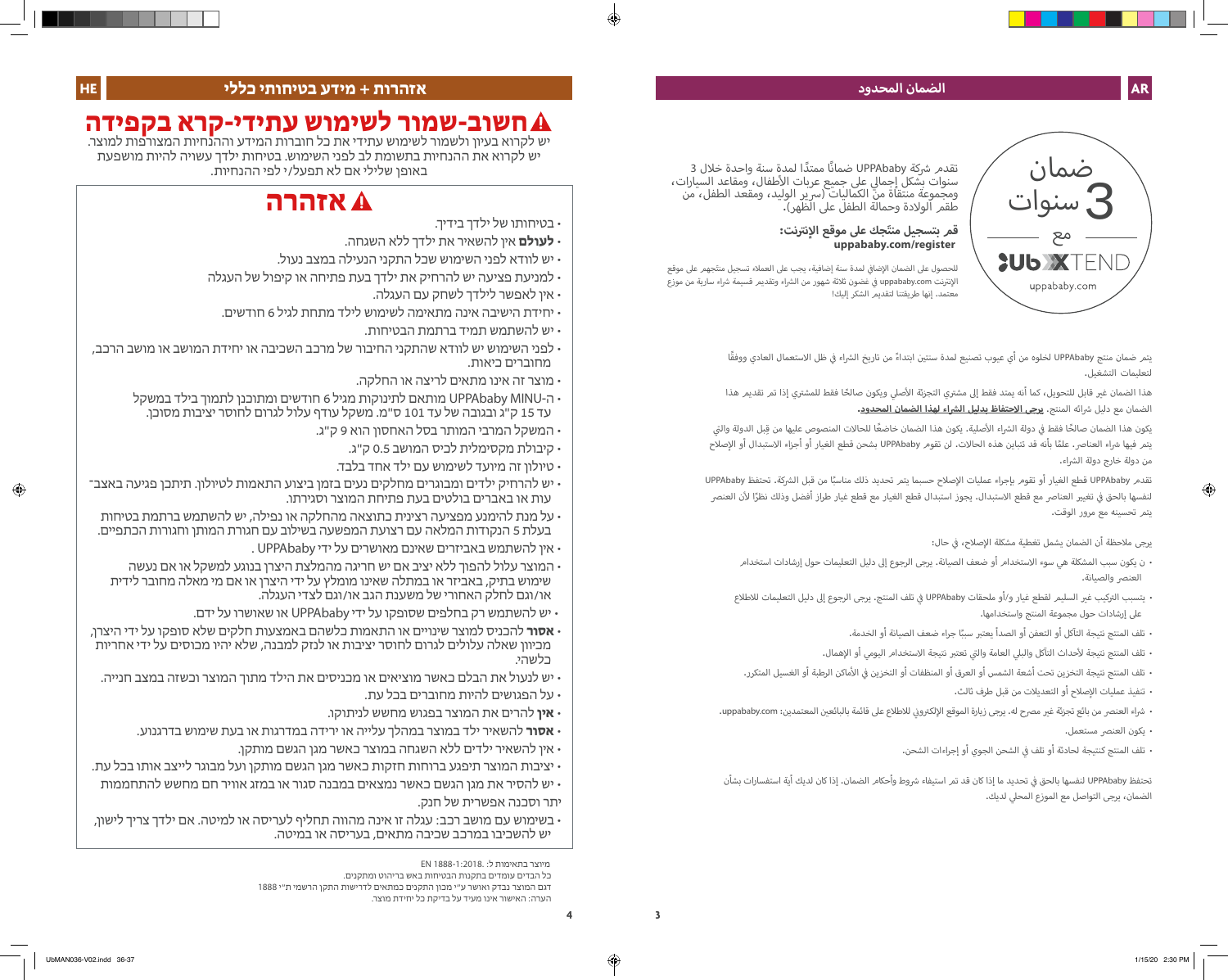## الضمان المحدود

ضمان 3 سنوات مع UbXTEND uppababy.com

تقدم شركة UPPAbaby ضماناً ممتدًا لمدة سنة واحدة خلال 3 سنوات بشكل إجمالي على جميع عربات الأطفال، ومقاعد السيارات، ومجموعة منتقاة من الكماليات (سرير الوليد، ومقعد الطفل، من طقم الولادة وحمالة الطفل على الظهر).

**قم بتسجيل منتجك على موقع الإنترنت:**
**uppababy.com/register**

للحصول على الضمان الإضافي لمدة سنة إضافية، يجب على العملاء تسجيل منتجهم على موقع الإنترنت uppababy.com في غضون ثلاثة شهور من الشراء وتقديم قسيمة شراء سارية من موزع معتمد. إنها طريقتنا لتقديم الشكر إليك!

يتم ضمان منتج UPPAbaby لخلوه من أي عيوب تصنيع لمدة سنتين ابتداءً من تاريخ الشراء في ظل الاستعمال العادي ووفقًا لتعليمات التشغيل.

هذا الضمان غير قابل للتحويل، كما أنه يمتد فقط إلى مشتري التجزئة الأصلي ويكون صالحًا فقط للمشتري إذا تم تقديم هذا الضمان مع دليل شرائك المنتج. **يرجى الاحتفاظ بدليل الشراء لهذا الضمان المحدود.**

يكون هذا الضمان صالحًا فقط في دولة الشراء الأصلية. يكون هذا الضمان خاضعًا للحالات المنصوص عليها من قبل الدولة والتي يتم فيها شراء العناصر. علمًا بأنه قد تتباين هذه الحالات. لن تقوم UPPAbaby بشحن قطع الغيار أو أجزاء الاستبدال أو الإصلاح من دولة خارج دولة الشراء.

تقدم UPPAbaby قطع الغيار أو تقوم بإجراء عمليات الإصلاح حسبما يتم تحديد ذلك مناسبًا من قبل الشركة. تحتفظ UPPAbaby لنفسها بالحق في تغيير العناصر مع قطع الاستبدال. يجوز استبدال قطع الغيار مع قطع غيار طراز أفضل وذلك نظرًا لأن العنصر يتم تحسينه مع مرور الوقت.

يرجى ملاحظة أن الضمان يشمل تغطية مشكلة الإصلاح، في حال:

- ن يكون سبب المشكلة هي سوء الاستخدام أو ضعف الصيانة. يرجى الرجوع إلى دليل التعليمات حول إرشادات استخدام العنصر والصيانة.
- يتسبب التركيب غير السليم لقطع غيار و/أو ملحقات UPPAbaby في تلف المنتج. يرجى الرجوع إلى دليل التعليمات للاطلاع على إرشادات حول مجموعة المنتج واستخدامها.
- تلف المنتج نتيجة التآكل أو التعفن أو الصدأ يعتبر سببًا جراء ضعف الصيانة أو الخدمة.
- تلف المنتج نتيجة لأحداث التآكل والبلي العامة والتي تعتبر نتيجة الاستخدام اليومي أو الإهمال.
- تلف المنتج نتيجة التخزين تحت أشعة الشمس أو العرق أو المنظفات أو التخزين في الأماكن الرطبة أو الغسيل المتكرر.
- تنفيذ عمليات الإصلاح أو التعديلات من قبل طرف ثالث.
- شراء العنصر من بائع تجزئة غير مصرح له. يرجى زيارة الموقع الإلكتروني للاطلاع على قائمة بالبائعين المعتمدين: uppababy.com.
- يكون العنصر مستعمل.
- تلف المنتج كنتيجة لحادثة أو تلف في الشحن الجوي أو إجراءات الشحن.

تحتفظ UPPAbaby لنفسها بالحق في تحديد ما إذا كان قد تم استيفاء شروط وأحكام الضمان. إذا كان لديك أية استفسارات بشأن الضمان، يرجى التواصل مع الموزع المحلي لديك.

## אזהרות + מידע בטיחותי כללי

# ⚠ חשוב-שמור לשימוש עתידי-קרא בקפידה

יש לקרוא בעיון ולשמור לשימוש עתידי את כל חוברות המידע וההנחיות המצורפות למוצר. יש לקרוא את ההנחיות בתשומת לב לפני השימוש. בטיחות ילדך עשויה להיות מושפעת באופן שלילי אם לא תפעל/י לפי ההנחיות.

## ⚠ אזהרה

- בטיחותו של ילדך בידיך.
- **לעולם** אין להשאיר את ילדך ללא השגחה.
- יש לוודא לפני השימוש שכל התקני הנעילה במצב נעול.
- למניעת פציעה יש להרחיק את ילדך בעת פתיחה או קיפול של העגלה
- אין לאפשר לילדך לשחק עם העגלה.
- יחידת הישיבה אינה מתאימה לשימוש לילד מתחת לגיל 6 חודשים.
- יש להשתמש תמיד ברתמת הבטיחות.
- לפני השימוש יש לוודא שהתקני החיבור של מרכב השכיבה או יחידת המושב או מושב הרכב, מחוברים כיאות.
- מוצר זה אינו מתאים לריצה או החלקה.
- ה-UPPAbaby MINU מותאם לתינוקות מגיל 6 חודשים ומתוכנן לתמוך בילד במשקל עד 15 ק"ג ובגובה של עד 101 ס"מ. משקל עודף עלול לגרום לחוסר יציבות מסוכן.
- המשקל המרבי המותר בסל האחסון הוא 9 ק"ג.
- קיבולת מקסימלית לכיס המושב 0.5 ק"ג.
- טיולון זה מיועד לשימוש עם ילד אחד בלבד.
- יש להרחיק ילדים ומבוגרים מחלקים נעים בזמן ביצוע התאמות לטיולון. תיתכן פגיעה באצבעות או באברים בולטים בעת פתיחת המוצר וסגירתו.
- על מנת להימנע מפציעה רצינית כתוצאה מהחלקה או נפילה, יש להשתמש ברתמת בטיחות בעלת 5 הנקודות המלאה עם רצועת המפשעה בשילוב עם חגורת המותן וחגורות הכתפיים.
- אין להשתמש באביזרים שאינם מאושרים על ידי UPPAbaby .
- המוצר עלול להפוך ללא יציב אם יש חריגה מהמלצת היצרן בנוגע למשקל או אם נעשה שימוש בתיק, באביזר או במתלה שאינו מומלץ על ידי היצרן או אם מי מאלה מחובר לידית או/וגם לחלק האחורי של משענת הגב או/וגם לצדי העגלה.
- יש להשתמש רק בחלפים שסופקו על ידי UPPAbaby או שאושרו על ידם.
- **אסור** להכניס למוצר שינויים או התאמות כלשהם באמצעות חלקים שלא סופקו על ידי היצרן, מכיוון שאלה עלולים לגרום לחוסר יציבות או לנזק למבנה, שלא יהיו מכוסים על ידי אחריות כלשהי:
- יש לנעול את הבלם כאשר מוציאים או מכניסים את הילד מתוך המוצר וכשזה במצב חנייה.
- על הפגושים להיות מחוברים בכל עת.
- **אין** להרים את המוצר בפגוש מחשש לניתוקו.
- **אסור** להשאיר ילד במוצר במהלך עלייה או ירידה במדרגות או בעת שימוש בדרגנוע.
- אין להשאיר ילדים ללא השגחה במוצר כאשר מגן הגשם מותקן.
- יציבות המוצר תיפגע ברוחות חזקות כאשר מגן הגשם מותקן ועל מבוגר לייצב אותו בכל עת.
- יש להסיר את מגן הגשם כאשר נמצאים במבנה סגור או במזג אוויר חם מחשש להתחממות יתר וסכנה אפשרית של חנק.
- בשימוש עם מושב רכב: עגלה זו אינה מהווה תחליף לעריסה או למיטה. אם ילדך צריך לישון, יש להשכיבו במרכב שכיבה מתאים, בעריסה או במיטה.

מיוצר בתאימות ל: EN 1888-1:2018.
כל הבדים עומדים בתקנות הבטיחות באש בריהוט ומתקנים.
דגם המוצר נבדק ואושר ע"י מכון התקנים כמתאים לדרישות התקן הרשמי ת"י 1888
הערה: האישור אינו מעיד על בדיקת כל יחידת מוצר.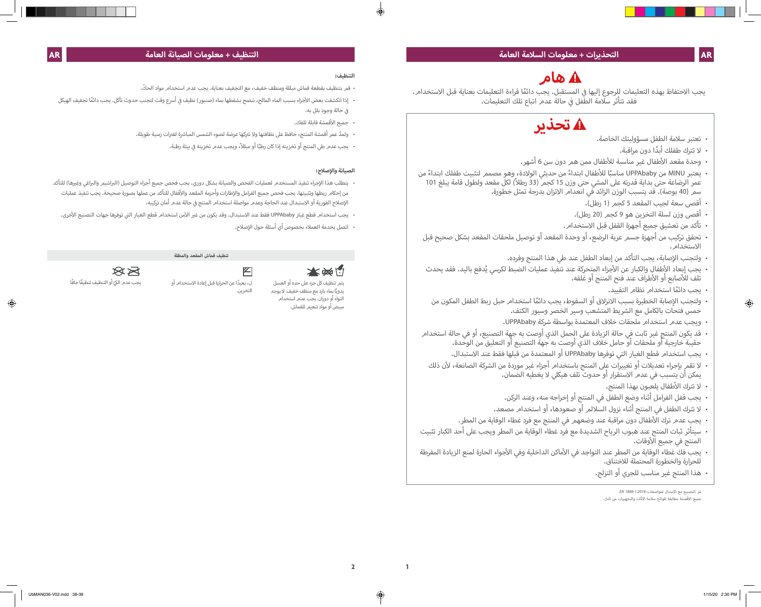## التحذيرات + معلومات السلامة العامة

### ⚠ هام

يجب الاحتفاظ بهذه التعليمات للرجوع إليها في المستقبل. يجب دائمًا قراءة التعليمات بعناية قبل الاستخدام. فقد تتأثر سلامة الطفل في حالة عدم اتباع تلك التعليمات.

### ⚠ تحذير

- تعتبر سلامة الطفل مسؤوليتك الخاصة.
- لا تترك طفلك أبدًا دون مراقبة.
- وحدة مقعد الأطفال غير مناسبة للأطفال ممن هم دون سن 6 أشهر.
- يعتبر MINU من UPPAbaby مناسبًا للأطفال ابتداءً من حديثي الولادة، وهو مصمم لتثبيت طفلك ابتداءً من عمر الرضاعة حتى بداية قدرته على المشي حتى وزن 15 كجم (33 رطلاً) لكل مقعد ولطول قامة يبلغ 101 سم (40 بوصة). قد يتسبب الوزن الزائد في انعدام الاتزان بدرجة تمثل خطورة.
- أقصى سعة لجيب المقعد 5 كجم (1 رطل).
- أقصى وزن لسلة التخزين هو 9 كجم (20 رطل).
- تأكد من تعشيق جميع أجهزة القفل قبل الاستخدام.
- تحقق تركيب من أجهزة جسم عربة الرضع، أو وحدة المقعد أو توصيل ملحقات المقعد بشكل صحيح قبل الاستخدام.
- ولتجنب الإصابة، يجب التأكد من إبعاد الطفل عند طي هذا المنتج وفرده.
- يجب إبعاد الأطفال والكبار عن الأجزاء المتحركة عند تنفيذ عمليات الضبط لكرسي يُدفع باليد. فقد يحدث تلف للأصابع أو الأطراف عند فتح المنتج أو غلقه.
- يجب دائمًا استخدام نظام التقييد.
- ولتجنب الإصابة الخطيرة بسبب الانزلاق أو السقوط، يجب دائمًا استخدام حبل ربط الطفل المكون من خمس فتحات بالكامل مع الشريط المتشعب وسير الخصر وسيور الكتف.
- ويجب عدم استخدام ملحقات خلاف المعتمدة بواسطة شركة UPPAbaby.
- قد يكون المنتج غير ثابت في حالة الزيادة على الحمل الذي أوصت به جهة التصنيع، أو في حالة استخدام حقيبة خارجية أو ملحقات أو حامل خلاف الذي أوصت به جهة التصنيع أو التعليق من الوحدة.
- يجب استخدام قطع الغيار التي توفرها UPPAbaby أو المعتمدة من قبلها فقط عند الاستبدال.
- لا تقم بإجراء تعديلات أو تغييرات على المنتج باستخدام أجزاء غير موردة من الشركة الصانعة، لأن ذلك يمكن أن يتسبب في عدم الاستقرار أو حدوث تلف هيكلي لا يغطيه الضمان.
- لا تترك الأطفال يلعبون بهذا المنتج.
- يجب قفل الفرامل أثناء وضع الطفل في المنتج أو إخراجه منه، وعند الركن.
- لا تترك الطفل في المنتج أثناء نزول السلالم أو صعودها، أو استخدام مصعد.
- يجب عدم ترك الأطفال دون مراقبة عند وضعهم في المنتج مع فرد غطاء الوقاية من المطر.
- سيتأثر ثبات المنتج عند هبوب الرياح الشديدة مع فرد غطاء الوقاية من المطر ويجب على أحد الكبار تثبيت المنتج في جميع الأوقات.
- يجب فك غطاء الوقاية من المطر عند التواجد في الأماكن الداخلية وفي الأجواء الحارة لمنع الزيادة المفرطة للحرارة والخطورة المحتملة للاختناق.
- هذا المنتج غير مناسب للجري أو التزلج.

تم التصنيع مع الامتثال لمواصفات: EN 1888-1:2018.

جميع الأقمشة مطابقة للوائح سلامة الأثاث والتجهيزات من النار.

## التنظيف + معلومات الصيانة العامة

**التنظيف:**

- قم بتنظيف بقطعة قماش مبللة ومنظف خفيف، مع التجفيف بعناية. يجب عدم استخدام مواد الحكّ.
- إذا انكشفت بعض الأجزاء بسبب الماء المالح، ننصح بشطفها بماء (صنبور) نظيف في أسرع وقت لتجنب حدوث تآكل. يجب دائمًا تجفيف الهيكل في حالة وجود بلل به.
- جميع الأقمشة قابلة للفك.
- ولمدّ عمر أقمشة المنتج، حافظ على نظافتها ولا تتركها عرضة لضوء الشمس المباشرة لفترات زمنية طويلة.
- يجب عدم طي المنتج أو تخزينه إذا كان رطبًا أو مبللاً، ويجب عدم تخزينه في بيئة رطبة.

**الصيانة والإصلاح:**

- يتطلب هذا الإجراء تنفيذ المستخدم لعمليات الفحص والصيانة بشكل دوري. يجب فحص جميع أجزاء التوصيل (البراشيم والبراغي وغيرها) للتأكد من إحكام ربطها وتثبيتها. يجب فحص جميع الفرامل والإطارات وأحزمة المقعد والأقفال للتأكد من عملها بصورة صحيحة. يجب تنفيذ عمليات الإصلاح الفورية أو الاستبدال عند الحاجة وعدم مواصلة استخدام المنتج في حالة عدم أمان تركيبه.
- يجب استخدام قطع غيار UPPAbaby فقط عند الاستبدال. وقد يكون من غير الآمن استخدام قطع الغيار التي توفرها جهات التصنيع الأخرى.
- اتصل بخدمة العملاء بخصوص أي أسئلة حول الإصلاح.

| تنظيف قماش المقعد والمظلة | | |
|---|---|---|
| يتم تنظيف كل جزء على حده أو الغسل يدويًا بماء بارد مع منظف خفيف. لا يوجد التواء أو دوران. يجب عدم استخدام مبيض أو مواد تبييض للقماش. | ل، بعيدًا عن الحرارة قبل إعادة الاستخدام أو التخزين. | يجب عدم الكيّ أو التنظيف تنظيفًا جافًا |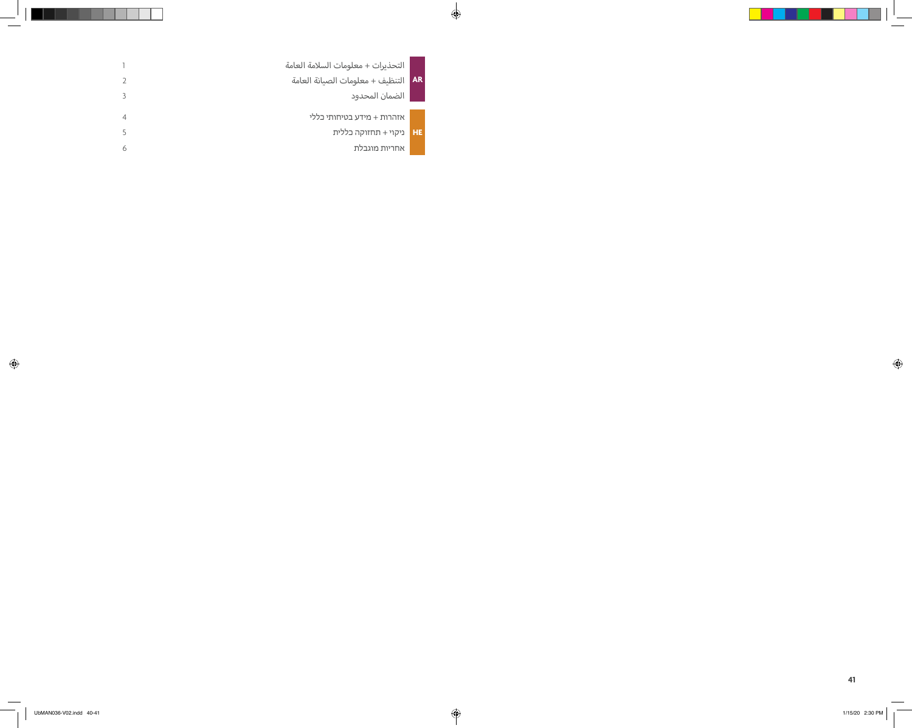| | | |
|---|---|---|
| AR | التحذيرات + معلومات السلامة العامة | 1 |
| | التنظيف + معلومات الصيانة العامة | 2 |
| | الضمان المحدود | 3 |
| HE | אזהרות + מידע בטיחותי כללי | 4 |
| | ניקוי + תחזוקה כללית | 5 |
| | אחריות מוגבלת | 6 |